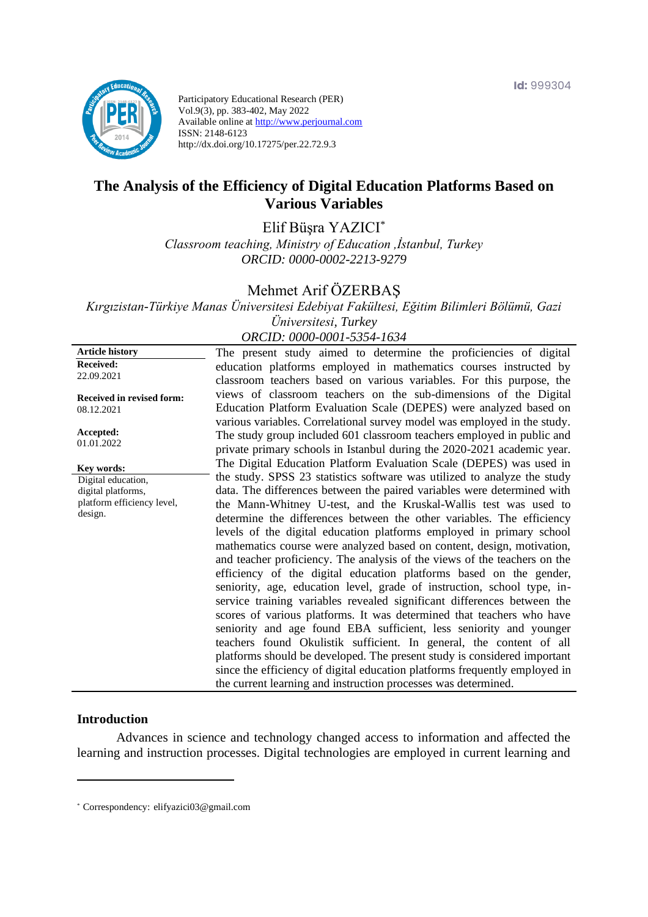Participatory Educational Research (PER)
Vol.9(3), pp. 383-402, May 2022
Available online at http://www.perjournal.com
ISSN: 2148-6123
http://dx.doi.org/10.17275/per.22.72.9.3

Id: 999304

# The Analysis of the Efficiency of Digital Education Platforms Based on Various Variables

Elif Büşra YAZICI*
*Classroom teaching, Ministry of Education ,İstanbul, Turkey*
*ORCID: 0000-0002-2213-9279*

Mehmet Arif ÖZERBAŞ
*Kırgızistan-Türkiye Manas Üniversitesi Edebiyat Fakültesi, Eğitim Bilimleri Bölümü, Gazi Üniversitesi, Turkey*
*ORCID: 0000-0001-5354-1634*

**Article history**
**Received:**
22.09.2021

**Received in revised form:**
08.12.2021

**Accepted:**
01.01.2022

**Key words:**
Digital education, digital platforms, platform efficiency level, design.

The present study aimed to determine the proficiencies of digital education platforms employed in mathematics courses instructed by classroom teachers based on various variables. For this purpose, the views of classroom teachers on the sub-dimensions of the Digital Education Platform Evaluation Scale (DEPES) were analyzed based on various variables. Correlational survey model was employed in the study. The study group included 601 classroom teachers employed in public and private primary schools in Istanbul during the 2020-2021 academic year. The Digital Education Platform Evaluation Scale (DEPES) was used in the study. SPSS 23 statistics software was utilized to analyze the study data. The differences between the paired variables were determined with the Mann-Whitney U-test, and the Kruskal-Wallis test was used to determine the differences between the other variables. The efficiency levels of the digital education platforms employed in primary school mathematics course were analyzed based on content, design, motivation, and teacher proficiency. The analysis of the views of the teachers on the efficiency of the digital education platforms based on the gender, seniority, age, education level, grade of instruction, school type, in-service training variables revealed significant differences between the scores of various platforms. It was determined that teachers who have seniority and age found EBA sufficient, less seniority and younger teachers found Okulistik sufficient. In general, the content of all platforms should be developed. The present study is considered important since the efficiency of digital education platforms frequently employed in the current learning and instruction processes was determined.

## Introduction

Advances in science and technology changed access to information and affected the learning and instruction processes. Digital technologies are employed in current learning and

---

* Correspondency: elifyazici03@gmail.com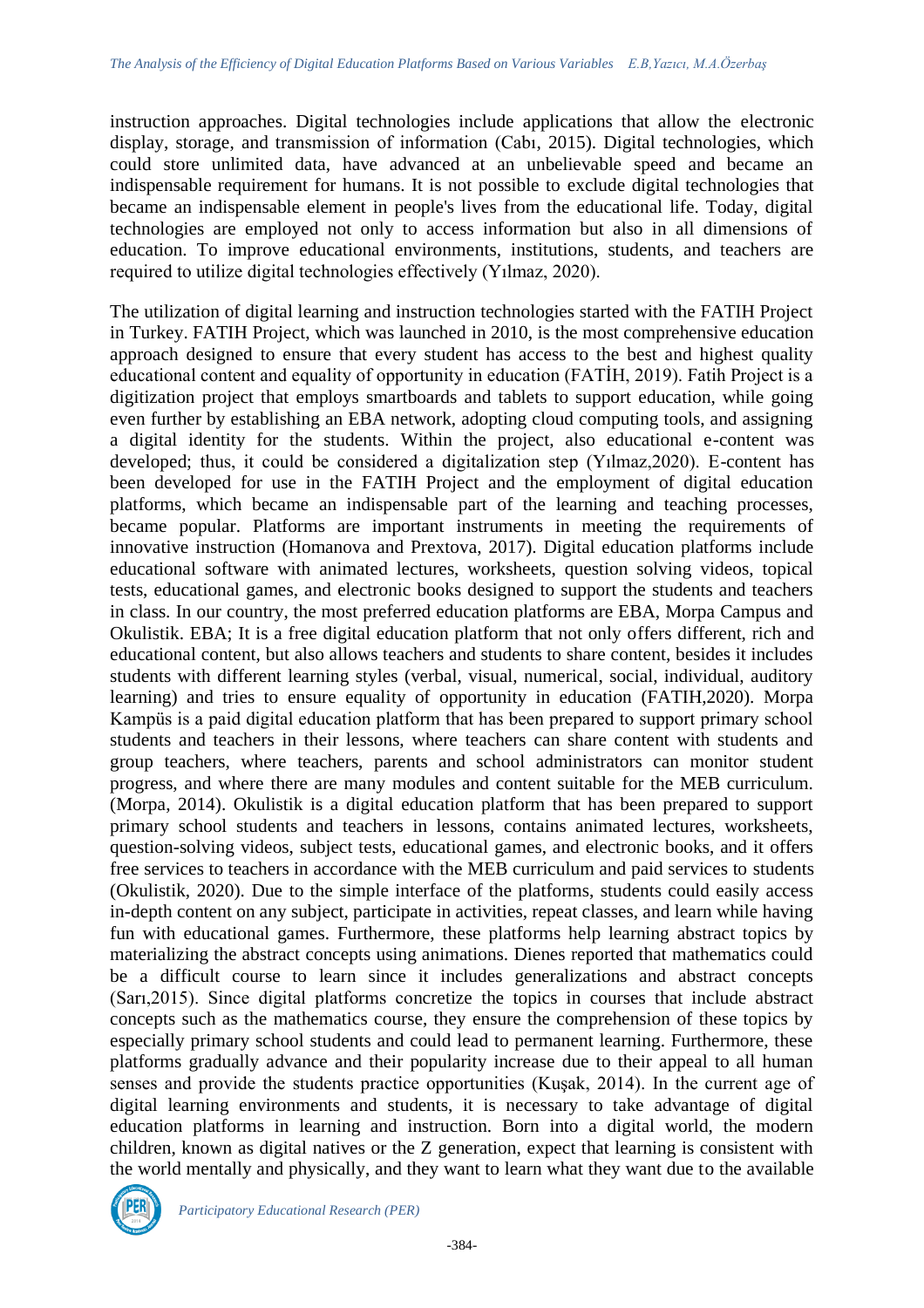instruction approaches. Digital technologies include applications that allow the electronic display, storage, and transmission of information (Cabı, 2015). Digital technologies, which could store unlimited data, have advanced at an unbelievable speed and became an indispensable requirement for humans. It is not possible to exclude digital technologies that became an indispensable element in people's lives from the educational life. Today, digital technologies are employed not only to access information but also in all dimensions of education. To improve educational environments, institutions, students, and teachers are required to utilize digital technologies effectively (Yılmaz, 2020).

The utilization of digital learning and instruction technologies started with the FATIH Project in Turkey. FATIH Project, which was launched in 2010, is the most comprehensive education approach designed to ensure that every student has access to the best and highest quality educational content and equality of opportunity in education (FATİH, 2019). Fatih Project is a digitization project that employs smartboards and tablets to support education, while going even further by establishing an EBA network, adopting cloud computing tools, and assigning a digital identity for the students. Within the project, also educational e-content was developed; thus, it could be considered a digitalization step (Yılmaz,2020). E-content has been developed for use in the FATIH Project and the employment of digital education platforms, which became an indispensable part of the learning and teaching processes, became popular. Platforms are important instruments in meeting the requirements of innovative instruction (Homanova and Prextova, 2017). Digital education platforms include educational software with animated lectures, worksheets, question solving videos, topical tests, educational games, and electronic books designed to support the students and teachers in class. In our country, the most preferred education platforms are EBA, Morpa Campus and Okulistik. EBA; It is a free digital education platform that not only offers different, rich and educational content, but also allows teachers and students to share content, besides it includes students with different learning styles (verbal, visual, numerical, social, individual, auditory learning) and tries to ensure equality of opportunity in education (FATIH,2020). Morpa Kampüs is a paid digital education platform that has been prepared to support primary school students and teachers in their lessons, where teachers can share content with students and group teachers, where teachers, parents and school administrators can monitor student progress, and where there are many modules and content suitable for the MEB curriculum. (Morpa, 2014). Okulistik is a digital education platform that has been prepared to support primary school students and teachers in lessons, contains animated lectures, worksheets, question-solving videos, subject tests, educational games, and electronic books, and it offers free services to teachers in accordance with the MEB curriculum and paid services to students (Okulistik, 2020). Due to the simple interface of the platforms, students could easily access in-depth content on any subject, participate in activities, repeat classes, and learn while having fun with educational games. Furthermore, these platforms help learning abstract topics by materializing the abstract concepts using animations. Dienes reported that mathematics could be a difficult course to learn since it includes generalizations and abstract concepts (Sarı,2015). Since digital platforms concretize the topics in courses that include abstract concepts such as the mathematics course, they ensure the comprehension of these topics by especially primary school students and could lead to permanent learning. Furthermore, these platforms gradually advance and their popularity increase due to their appeal to all human senses and provide the students practice opportunities (Kuşak, 2014). In the current age of digital learning environments and students, it is necessary to take advantage of digital education platforms in learning and instruction. Born into a digital world, the modern children, known as digital natives or the Z generation, expect that learning is consistent with the world mentally and physically, and they want to learn what they want due to the available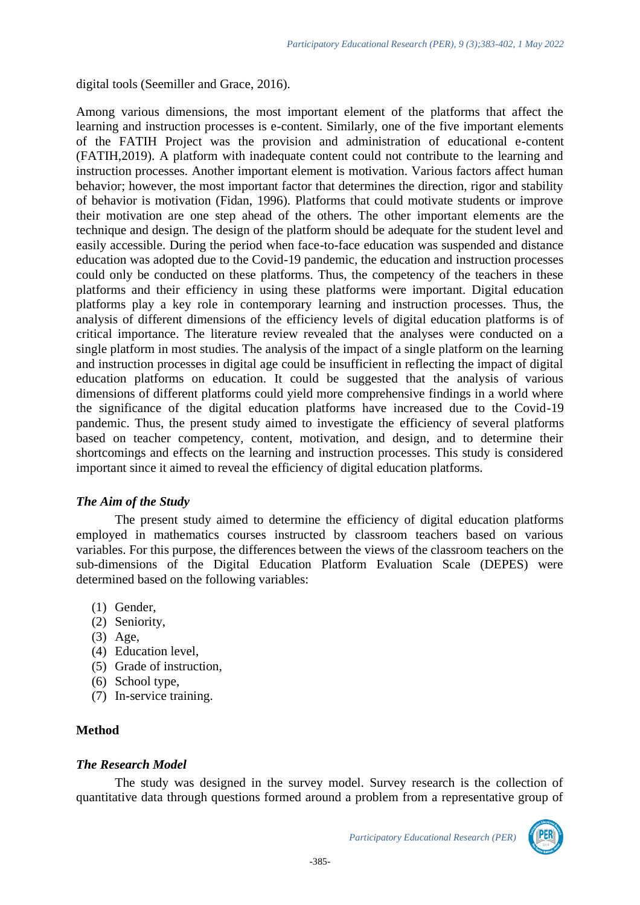digital tools (Seemiller and Grace, 2016).

Among various dimensions, the most important element of the platforms that affect the learning and instruction processes is e-content. Similarly, one of the five important elements of the FATIH Project was the provision and administration of educational e-content (FATIH,2019). A platform with inadequate content could not contribute to the learning and instruction processes. Another important element is motivation. Various factors affect human behavior; however, the most important factor that determines the direction, rigor and stability of behavior is motivation (Fidan, 1996). Platforms that could motivate students or improve their motivation are one step ahead of the others. The other important elements are the technique and design. The design of the platform should be adequate for the student level and easily accessible. During the period when face-to-face education was suspended and distance education was adopted due to the Covid-19 pandemic, the education and instruction processes could only be conducted on these platforms. Thus, the competency of the teachers in these platforms and their efficiency in using these platforms were important. Digital education platforms play a key role in contemporary learning and instruction processes. Thus, the analysis of different dimensions of the efficiency levels of digital education platforms is of critical importance. The literature review revealed that the analyses were conducted on a single platform in most studies. The analysis of the impact of a single platform on the learning and instruction processes in digital age could be insufficient in reflecting the impact of digital education platforms on education. It could be suggested that the analysis of various dimensions of different platforms could yield more comprehensive findings in a world where the significance of the digital education platforms have increased due to the Covid-19 pandemic. Thus, the present study aimed to investigate the efficiency of several platforms based on teacher competency, content, motivation, and design, and to determine their shortcomings and effects on the learning and instruction processes. This study is considered important since it aimed to reveal the efficiency of digital education platforms.

### *The Aim of the Study*

The present study aimed to determine the efficiency of digital education platforms employed in mathematics courses instructed by classroom teachers based on various variables. For this purpose, the differences between the views of the classroom teachers on the sub-dimensions of the Digital Education Platform Evaluation Scale (DEPES) were determined based on the following variables:

(1) Gender,
(2) Seniority,
(3) Age,
(4) Education level,
(5) Grade of instruction,
(6) School type,
(7) In-service training.

## Method

### *The Research Model*

The study was designed in the survey model. Survey research is the collection of quantitative data through questions formed around a problem from a representative group of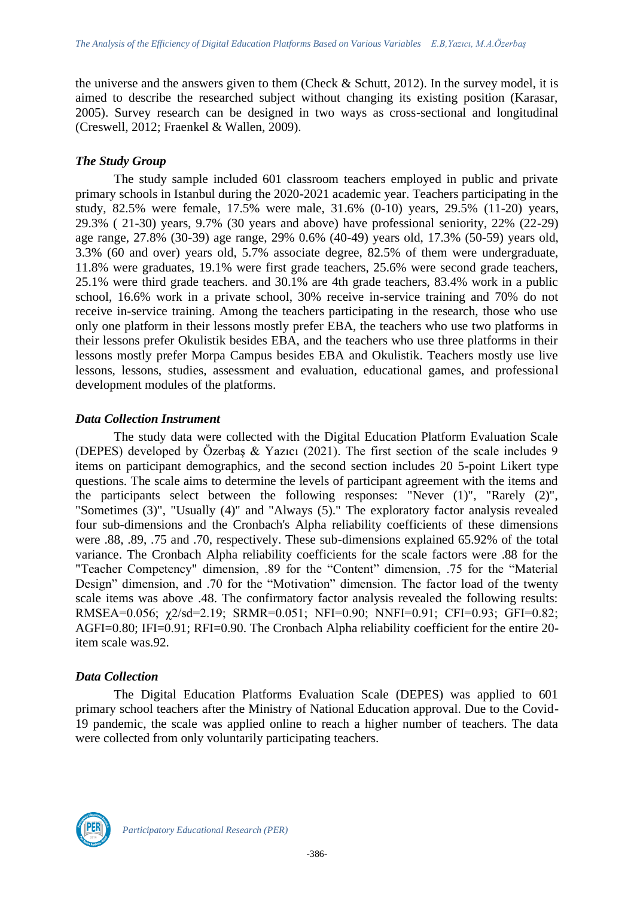the universe and the answers given to them (Check & Schutt, 2012). In the survey model, it is aimed to describe the researched subject without changing its existing position (Karasar, 2005). Survey research can be designed in two ways as cross-sectional and longitudinal (Creswell, 2012; Fraenkel & Wallen, 2009).

### *The Study Group*

The study sample included 601 classroom teachers employed in public and private primary schools in Istanbul during the 2020-2021 academic year. Teachers participating in the study, 82.5% were female, 17.5% were male, 31.6% (0-10) years, 29.5% (11-20) years, 29.3% ( 21-30) years, 9.7% (30 years and above) have professional seniority, 22% (22-29) age range, 27.8% (30-39) age range, 29% 0.6% (40-49) years old, 17.3% (50-59) years old, 3.3% (60 and over) years old, 5.7% associate degree, 82.5% of them were undergraduate, 11.8% were graduates, 19.1% were first grade teachers, 25.6% were second grade teachers, 25.1% were third grade teachers. and 30.1% are 4th grade teachers, 83.4% work in a public school, 16.6% work in a private school, 30% receive in-service training and 70% do not receive in-service training. Among the teachers participating in the research, those who use only one platform in their lessons mostly prefer EBA, the teachers who use two platforms in their lessons prefer Okulistik besides EBA, and the teachers who use three platforms in their lessons mostly prefer Morpa Campus besides EBA and Okulistik. Teachers mostly use live lessons, lessons, studies, assessment and evaluation, educational games, and professional development modules of the platforms.

### *Data Collection Instrument*

The study data were collected with the Digital Education Platform Evaluation Scale (DEPES) developed by Özerbaş & Yazıcı (2021). The first section of the scale includes 9 items on participant demographics, and the second section includes 20 5-point Likert type questions. The scale aims to determine the levels of participant agreement with the items and the participants select between the following responses: "Never (1)", "Rarely (2)", "Sometimes (3)", "Usually (4)" and "Always (5)." The exploratory factor analysis revealed four sub-dimensions and the Cronbach's Alpha reliability coefficients of these dimensions were .88, .89, .75 and .70, respectively. These sub-dimensions explained 65.92% of the total variance. The Cronbach Alpha reliability coefficients for the scale factors were .88 for the "Teacher Competency" dimension, .89 for the "Content" dimension, .75 for the "Material Design" dimension, and .70 for the "Motivation" dimension. The factor load of the twenty scale items was above .48. The confirmatory factor analysis revealed the following results: RMSEA=0.056; $\chi 2$/sd=2.19; SRMR=0.051; NFI=0.90; NNFI=0.91; CFI=0.93; GFI=0.82; AGFI=0.80; IFI=0.91; RFI=0.90. The Cronbach Alpha reliability coefficient for the entire 20-item scale was.92.

### *Data Collection*

The Digital Education Platforms Evaluation Scale (DEPES) was applied to 601 primary school teachers after the Ministry of National Education approval. Due to the Covid-19 pandemic, the scale was applied online to reach a higher number of teachers. The data were collected from only voluntarily participating teachers.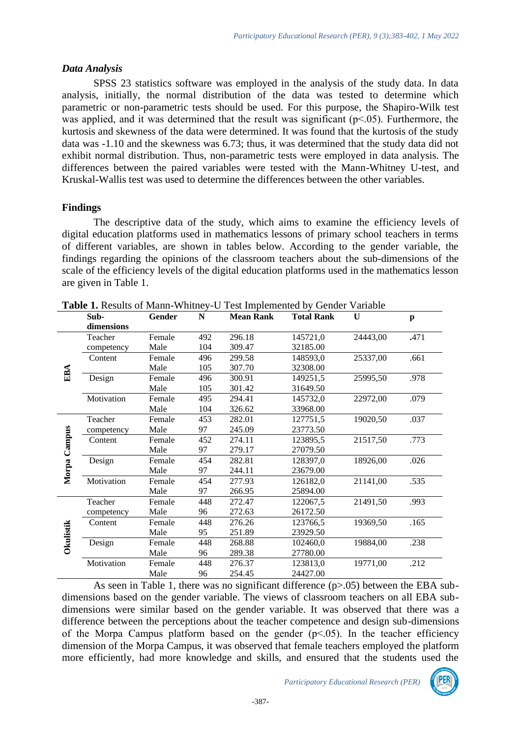### *Data Analysis*

SPSS 23 statistics software was employed in the analysis of the study data. In data analysis, initially, the normal distribution of the data was tested to determine which parametric or non-parametric tests should be used. For this purpose, the Shapiro-Wilk test was applied, and it was determined that the result was significant ($p<.05$). Furthermore, the kurtosis and skewness of the data were determined. It was found that the kurtosis of the study data was -1.10 and the skewness was 6.73; thus, it was determined that the study data did not exhibit normal distribution. Thus, non-parametric tests were employed in data analysis. The differences between the paired variables were tested with the Mann-Whitney U-test, and Kruskal-Wallis test was used to determine the differences between the other variables.

## Findings

The descriptive data of the study, which aims to examine the efficiency levels of digital education platforms used in mathematics lessons of primary school teachers in terms of different variables, are shown in tables below. According to the gender variable, the findings regarding the opinions of the classroom teachers about the sub-dimensions of the scale of the efficiency levels of the digital education platforms used in the mathematics lesson are given in Table 1.

**Table 1.** Results of Mann-Whitney-U Test Implemented by Gender Variable

| | Sub-dimensions | Gender | N | Mean Rank | Total Rank | U | p |
|---|---|---|---|---|---|---|---|
| EBA | Teacher competency | Female | 492 | 296.18 | 145721,0 | 24443,00 | .471 |
| | | Male | 104 | 309.47 | 32185.00 | | |
| | Content | Female | 496 | 299.58 | 148593,0 | 25337,00 | .661 |
| | | Male | 105 | 307.70 | 32308.00 | | |
| | Design | Female | 496 | 300.91 | 149251,5 | 25995,50 | .978 |
| | | Male | 105 | 301.42 | 31649.50 | | |
| | Motivation | Female | 495 | 294.41 | 145732,0 | 22972,00 | .079 |
| | | Male | 104 | 326.62 | 33968.00 | | |
| Morpa Campus | Teacher competency | Female | 453 | 282.01 | 127751,5 | 19020,50 | .037 |
| | | Male | 97 | 245.09 | 23773.50 | | |
| | Content | Female | 452 | 274.11 | 123895,5 | 21517,50 | .773 |
| | | Male | 97 | 279.17 | 27079.50 | | |
| | Design | Female | 454 | 282.81 | 128397,0 | 18926,00 | .026 |
| | | Male | 97 | 244.11 | 23679.00 | | |
| | Motivation | Female | 454 | 277.93 | 126182,0 | 21141,00 | .535 |
| | | Male | 97 | 266.95 | 25894.00 | | |
| Okulistik | Teacher competency | Female | 448 | 272.47 | 122067,5 | 21491,50 | .993 |
| | | Male | 96 | 272.63 | 26172.50 | | |
| | Content | Female | 448 | 276.26 | 123766,5 | 19369,50 | .165 |
| | | Male | 95 | 251.89 | 23929.50 | | |
| | Design | Female | 448 | 268.88 | 102460,0 | 19884,00 | .238 |
| | | Male | 96 | 289.38 | 27780.00 | | |
| | Motivation | Female | 448 | 276.37 | 123813,0 | 19771,00 | .212 |
| | | Male | 96 | 254.45 | 24427.00 | | |

As seen in Table 1, there was no significant difference ($p>.05$) between the EBA sub-dimensions based on the gender variable. The views of classroom teachers on all EBA sub-dimensions were similar based on the gender variable. It was observed that there was a difference between the perceptions about the teacher competence and design sub-dimensions of the Morpa Campus platform based on the gender ($p<.05$). In the teacher efficiency dimension of the Morpa Campus, it was observed that female teachers employed the platform more efficiently, had more knowledge and skills, and ensured that the students used the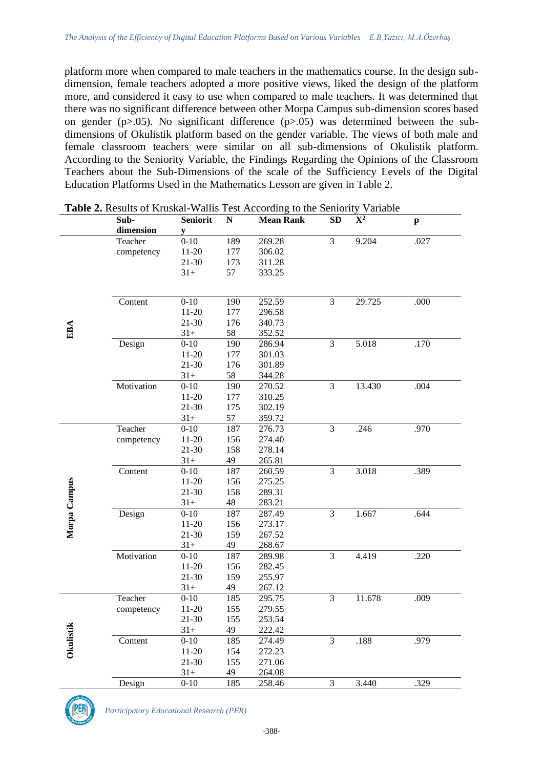platform more when compared to male teachers in the mathematics course. In the design sub-dimension, female teachers adopted a more positive views, liked the design of the platform more, and considered it easy to use when compared to male teachers. It was determined that there was no significant difference between other Morpa Campus sub-dimension scores based on gender (p>.05). No significant difference (p>.05) was determined between the sub-dimensions of Okulistik platform based on the gender variable. The views of both male and female classroom teachers were similar on all sub-dimensions of Okulistik platform. According to the Seniority Variable, the Findings Regarding the Opinions of the Classroom Teachers about the Sub-Dimensions of the scale of the Sufficiency Levels of the Digital Education Platforms Used in the Mathematics Lesson are given in Table 2.

**Table 2.** Results of Kruskal-Wallis Test According to the Seniority Variable

| | Sub-dimension | Seniority | N | Mean Rank | SD | $X^2$ | p |
|---|---|---|---|---|---|---|---|
| **EBA** | Teacher competency | 0-10 | 189 | 269.28 | 3 | 9.204 | .027 |
| | | 11-20 | 177 | 306.02 | | | |
| | | 21-30 | 173 | 311.28 | | | |
| | | 31+ | 57 | 333.25 | | | |
| | Content | 0-10 | 190 | 252.59 | 3 | 29.725 | .000 |
| | | 11-20 | 177 | 296.58 | | | |
| | | 21-30 | 176 | 340.73 | | | |
| | | 31+ | 58 | 352.52 | | | |
| | Design | 0-10 | 190 | 286.94 | 3 | 5.018 | .170 |
| | | 11-20 | 177 | 301.03 | | | |
| | | 21-30 | 176 | 301.89 | | | |
| | | 31+ | 58 | 344.28 | | | |
| | Motivation | 0-10 | 190 | 270.52 | 3 | 13.430 | .004 |
| | | 11-20 | 177 | 310.25 | | | |
| | | 21-30 | 175 | 302.19 | | | |
| | | 31+ | 57 | 359.72 | | | |
| **Morpa Campus** | Teacher competency | 0-10 | 187 | 276.73 | 3 | .246 | .970 |
| | | 11-20 | 156 | 274.40 | | | |
| | | 21-30 | 158 | 278.14 | | | |
| | | 31+ | 49 | 265.81 | | | |
| | Content | 0-10 | 187 | 260.59 | 3 | 3.018 | .389 |
| | | 11-20 | 156 | 275.25 | | | |
| | | 21-30 | 158 | 289.31 | | | |
| | | 31+ | 48 | 283.21 | | | |
| | Design | 0-10 | 187 | 287.49 | 3 | 1.667 | .644 |
| | | 11-20 | 156 | 273.17 | | | |
| | | 21-30 | 159 | 267.52 | | | |
| | | 31+ | 49 | 268.67 | | | |
| | Motivation | 0-10 | 187 | 289.98 | 3 | 4.419 | .220 |
| | | 11-20 | 156 | 282.45 | | | |
| | | 21-30 | 159 | 255.97 | | | |
| | | 31+ | 49 | 267.12 | | | |
| **Okulistik** | Teacher competency | 0-10 | 185 | 295.75 | 3 | 11.678 | .009 |
| | | 11-20 | 155 | 279.55 | | | |
| | | 21-30 | 155 | 253.54 | | | |
| | | 31+ | 49 | 222.42 | | | |
| | Content | 0-10 | 185 | 274.49 | 3 | .188 | .979 |
| | | 11-20 | 154 | 272.23 | | | |
| | | 21-30 | 155 | 271.06 | | | |
| | | 31+ | 49 | 264.08 | | | |
| | Design | 0-10 | 185 | 258.46 | 3 | 3.440 | .329 |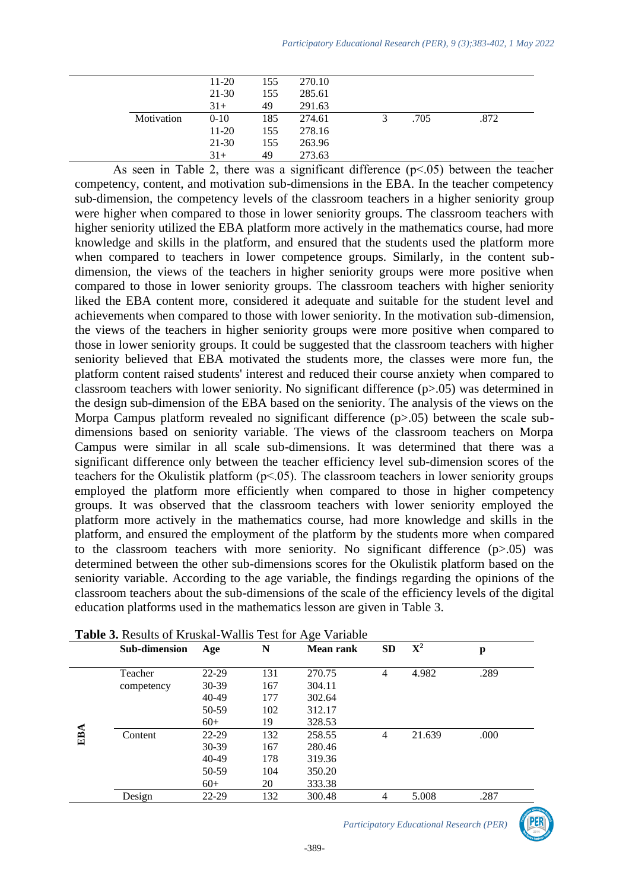| | | | | | | |
|---|---|---|---|---|---|---|
| | 11-20 | 155 | 270.10 | | | |
| | 21-30 | 155 | 285.61 | | | |
| | 31+ | 49 | 291.63 | | | |
| Motivation | 0-10 | 185 | 274.61 | 3 | .705 | .872 |
| | 11-20 | 155 | 278.16 | | | |
| | 21-30 | 155 | 263.96 | | | |
| | 31+ | 49 | 273.63 | | | |

As seen in Table 2, there was a significant difference ($p<.05$) between the teacher competency, content, and motivation sub-dimensions in the EBA. In the teacher competency sub-dimension, the competency levels of the classroom teachers in a higher seniority group were higher when compared to those in lower seniority groups. The classroom teachers with higher seniority utilized the EBA platform more actively in the mathematics course, had more knowledge and skills in the platform, and ensured that the students used the platform more when compared to teachers in lower competence groups. Similarly, in the content sub-dimension, the views of the teachers in higher seniority groups were more positive when compared to those in lower seniority groups. The classroom teachers with higher seniority liked the EBA content more, considered it adequate and suitable for the student level and achievements when compared to those with lower seniority. In the motivation sub-dimension, the views of the teachers in higher seniority groups were more positive when compared to those in lower seniority groups. It could be suggested that the classroom teachers with higher seniority believed that EBA motivated the students more, the classes were more fun, the platform content raised students' interest and reduced their course anxiety when compared to classroom teachers with lower seniority. No significant difference ($p>.05$) was determined in the design sub-dimension of the EBA based on the seniority variable. The analysis of the views on the Morpa Campus platform revealed no significant difference ($p>.05$) between the scale sub-dimensions based on seniority variable. The views of the classroom teachers on Morpa Campus were similar in all scale sub-dimensions. It was determined that there was a significant difference only between the teacher efficiency level sub-dimension scores of the teachers for the Okulistik platform ($p<.05$). The classroom teachers in lower seniority groups employed the platform more efficiently when compared to those in higher competency groups. It was observed that the classroom teachers with lower seniority employed the platform more actively in the mathematics course, had more knowledge and skills in the platform, and ensured the employment of the platform by the students more when compared to the classroom teachers with more seniority. No significant difference ($p>.05$) was determined between the other sub-dimensions scores for the Okulistik platform based on the seniority variable. According to the age variable, the findings regarding the opinions of the classroom teachers about the sub-dimensions of the scale of the efficiency levels of the digital education platforms used in the mathematics lesson are given in Table 3.

**Table 3.** Results of Kruskal-Wallis Test for Age Variable

| | Sub-dimension | Age | N | Mean rank | SD | $X^2$ | p |
|---|---|---|---|---|---|---|---|
| EBA | Teacher competency | 22-29 | 131 | 270.75 | 4 | 4.982 | .289 |
| | | 30-39 | 167 | 304.11 | | | |
| | | 40-49 | 177 | 302.64 | | | |
| | | 50-59 | 102 | 312.17 | | | |
| | | 60+ | 19 | 328.53 | | | |
| | Content | 22-29 | 132 | 258.55 | 4 | 21.639 | .000 |
| | | 30-39 | 167 | 280.46 | | | |
| | | 40-49 | 178 | 319.36 | | | |
| | | 50-59 | 104 | 350.20 | | | |
| | | 60+ | 20 | 333.38 | | | |
| | Design | 22-29 | 132 | 300.48 | 4 | 5.008 | .287 |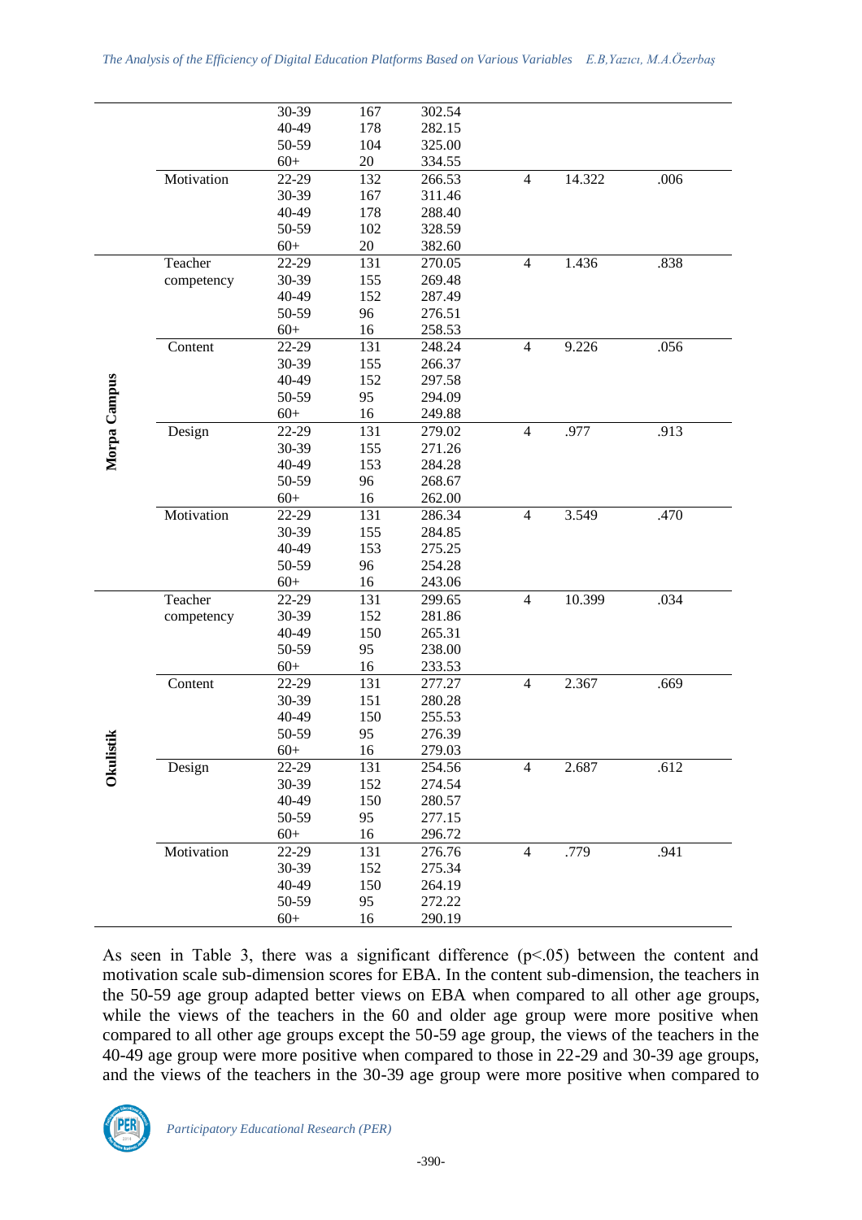| | | 30-39 | 167 | 302.54 | | | |
|---|---|---|---|---|---|---|---|
| | | 40-49 | 178 | 282.15 | | | |
| | | 50-59 | 104 | 325.00 | | | |
| | | 60+ | 20 | 334.55 | | | |
| | Motivation | 22-29 | 132 | 266.53 | 4 | 14.322 | .006 |
| | | 30-39 | 167 | 311.46 | | | |
| | | 40-49 | 178 | 288.40 | | | |
| | | 50-59 | 102 | 328.59 | | | |
| | | 60+ | 20 | 382.60 | | | |
| **Morpa Campus** | Teacher competency | 22-29 | 131 | 270.05 | 4 | 1.436 | .838 |
| | | 30-39 | 155 | 269.48 | | | |
| | | 40-49 | 152 | 287.49 | | | |
| | | 50-59 | 96 | 276.51 | | | |
| | | 60+ | 16 | 258.53 | | | |
| | Content | 22-29 | 131 | 248.24 | 4 | 9.226 | .056 |
| | | 30-39 | 155 | 266.37 | | | |
| | | 40-49 | 152 | 297.58 | | | |
| | | 50-59 | 95 | 294.09 | | | |
| | | 60+ | 16 | 249.88 | | | |
| | Design | 22-29 | 131 | 279.02 | 4 | .977 | .913 |
| | | 30-39 | 155 | 271.26 | | | |
| | | 40-49 | 153 | 284.28 | | | |
| | | 50-59 | 96 | 268.67 | | | |
| | | 60+ | 16 | 262.00 | | | |
| | Motivation | 22-29 | 131 | 286.34 | 4 | 3.549 | .470 |
| | | 30-39 | 155 | 284.85 | | | |
| | | 40-49 | 153 | 275.25 | | | |
| | | 50-59 | 96 | 254.28 | | | |
| | | 60+ | 16 | 243.06 | | | |
| **Okulistik** | Teacher competency | 22-29 | 131 | 299.65 | 4 | 10.399 | .034 |
| | | 30-39 | 152 | 281.86 | | | |
| | | 40-49 | 150 | 265.31 | | | |
| | | 50-59 | 95 | 238.00 | | | |
| | | 60+ | 16 | 233.53 | | | |
| | Content | 22-29 | 131 | 277.27 | 4 | 2.367 | .669 |
| | | 30-39 | 151 | 280.28 | | | |
| | | 40-49 | 150 | 255.53 | | | |
| | | 50-59 | 95 | 276.39 | | | |
| | | 60+ | 16 | 279.03 | | | |
| | Design | 22-29 | 131 | 254.56 | 4 | 2.687 | .612 |
| | | 30-39 | 152 | 274.54 | | | |
| | | 40-49 | 150 | 280.57 | | | |
| | | 50-59 | 95 | 277.15 | | | |
| | | 60+ | 16 | 296.72 | | | |
| | Motivation | 22-29 | 131 | 276.76 | 4 | .779 | .941 |
| | | 30-39 | 152 | 275.34 | | | |
| | | 40-49 | 150 | 264.19 | | | |
| | | 50-59 | 95 | 272.22 | | | |
| | | 60+ | 16 | 290.19 | | | |

As seen in Table 3, there was a significant difference ($p<.05$) between the content and motivation scale sub-dimension scores for EBA. In the content sub-dimension, the teachers in the 50-59 age group adapted better views on EBA when compared to all other age groups, while the views of the teachers in the 60 and older age group were more positive when compared to all other age groups except the 50-59 age group, the views of the teachers in the 40-49 age group were more positive when compared to those in 22-29 and 30-39 age groups, and the views of the teachers in the 30-39 age group were more positive when compared to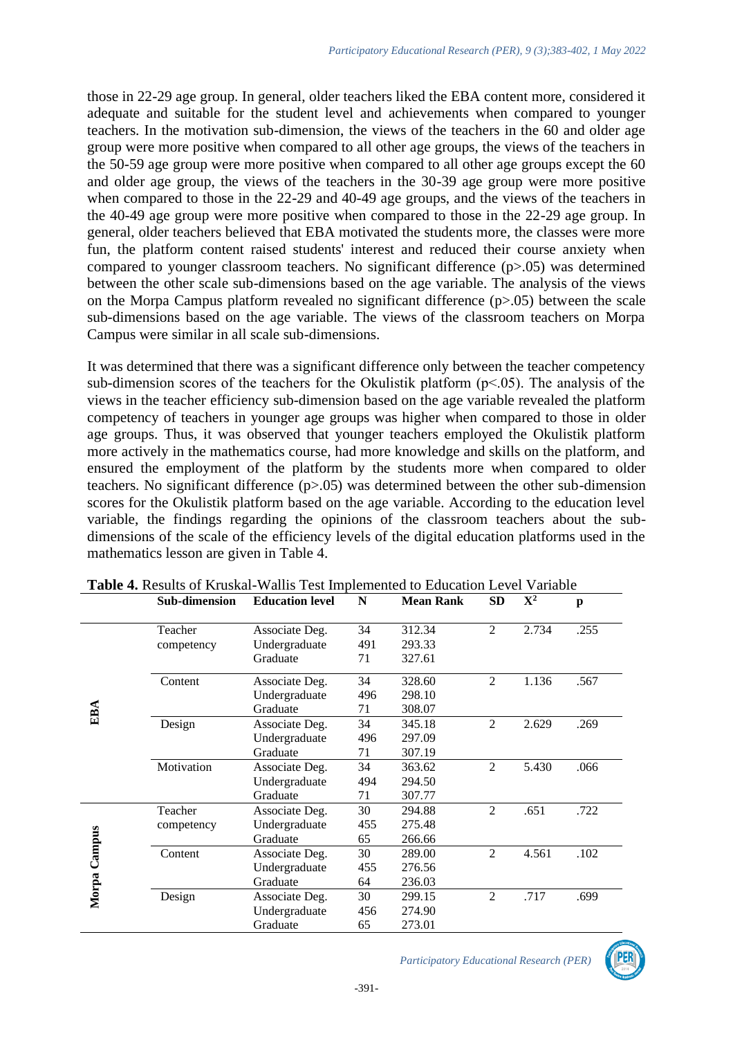those in 22-29 age group. In general, older teachers liked the EBA content more, considered it adequate and suitable for the student level and achievements when compared to younger teachers. In the motivation sub-dimension, the views of the teachers in the 60 and older age group were more positive when compared to all other age groups, the views of the teachers in the 50-59 age group were more positive when compared to all other age groups except the 60 and older age group, the views of the teachers in the 30-39 age group were more positive when compared to those in the 22-29 and 40-49 age groups, and the views of the teachers in the 40-49 age group were more positive when compared to those in the 22-29 age group. In general, older teachers believed that EBA motivated the students more, the classes were more fun, the platform content raised students' interest and reduced their course anxiety when compared to younger classroom teachers. No significant difference ($p>.05$) was determined between the other scale sub-dimensions based on the age variable. The analysis of the views on the Morpa Campus platform revealed no significant difference ($p>.05$) between the scale sub-dimensions based on the age variable. The views of the classroom teachers on Morpa Campus were similar in all scale sub-dimensions.

It was determined that there was a significant difference only between the teacher competency sub-dimension scores of the teachers for the Okulistik platform ($p<.05$). The analysis of the views in the teacher efficiency sub-dimension based on the age variable revealed the platform competency of teachers in younger age groups was higher when compared to those in older age groups. Thus, it was observed that younger teachers employed the Okulistik platform more actively in the mathematics course, had more knowledge and skills on the platform, and ensured the employment of the platform by the students more when compared to older teachers. No significant difference ($p>.05$) was determined between the other sub-dimension scores for the Okulistik platform based on the age variable. According to the education level variable, the findings regarding the opinions of the classroom teachers about the sub-dimensions of the scale of the efficiency levels of the digital education platforms used in the mathematics lesson are given in Table 4.

**Table 4.** Results of Kruskal-Wallis Test Implemented to Education Level Variable

| | Sub-dimension | Education level | N | Mean Rank | SD | $X^2$ | p |
|---|---|---|---|---|---|---|---|
| EBA | Teacher competency | Associate Deg. | 34 | 312.34 | 2 | 2.734 | .255 |
| | | Undergraduate | 491 | 293.33 | | | |
| | | Graduate | 71 | 327.61 | | | |
| | Content | Associate Deg. | 34 | 328.60 | 2 | 1.136 | .567 |
| | | Undergraduate | 496 | 298.10 | | | |
| | | Graduate | 71 | 308.07 | | | |
| | Design | Associate Deg. | 34 | 345.18 | 2 | 2.629 | .269 |
| | | Undergraduate | 496 | 297.09 | | | |
| | | Graduate | 71 | 307.19 | | | |
| | Motivation | Associate Deg. | 34 | 363.62 | 2 | 5.430 | .066 |
| | | Undergraduate | 494 | 294.50 | | | |
| | | Graduate | 71 | 307.77 | | | |
| Morpa Campus | Teacher competency | Associate Deg. | 30 | 294.88 | 2 | .651 | .722 |
| | | Undergraduate | 455 | 275.48 | | | |
| | | Graduate | 65 | 266.66 | | | |
| | Content | Associate Deg. | 30 | 289.00 | 2 | 4.561 | .102 |
| | | Undergraduate | 455 | 276.56 | | | |
| | | Graduate | 64 | 236.03 | | | |
| | Design | Associate Deg. | 30 | 299.15 | 2 | .717 | .699 |
| | | Undergraduate | 456 | 274.90 | | | |
| | | Graduate | 65 | 273.01 | | | |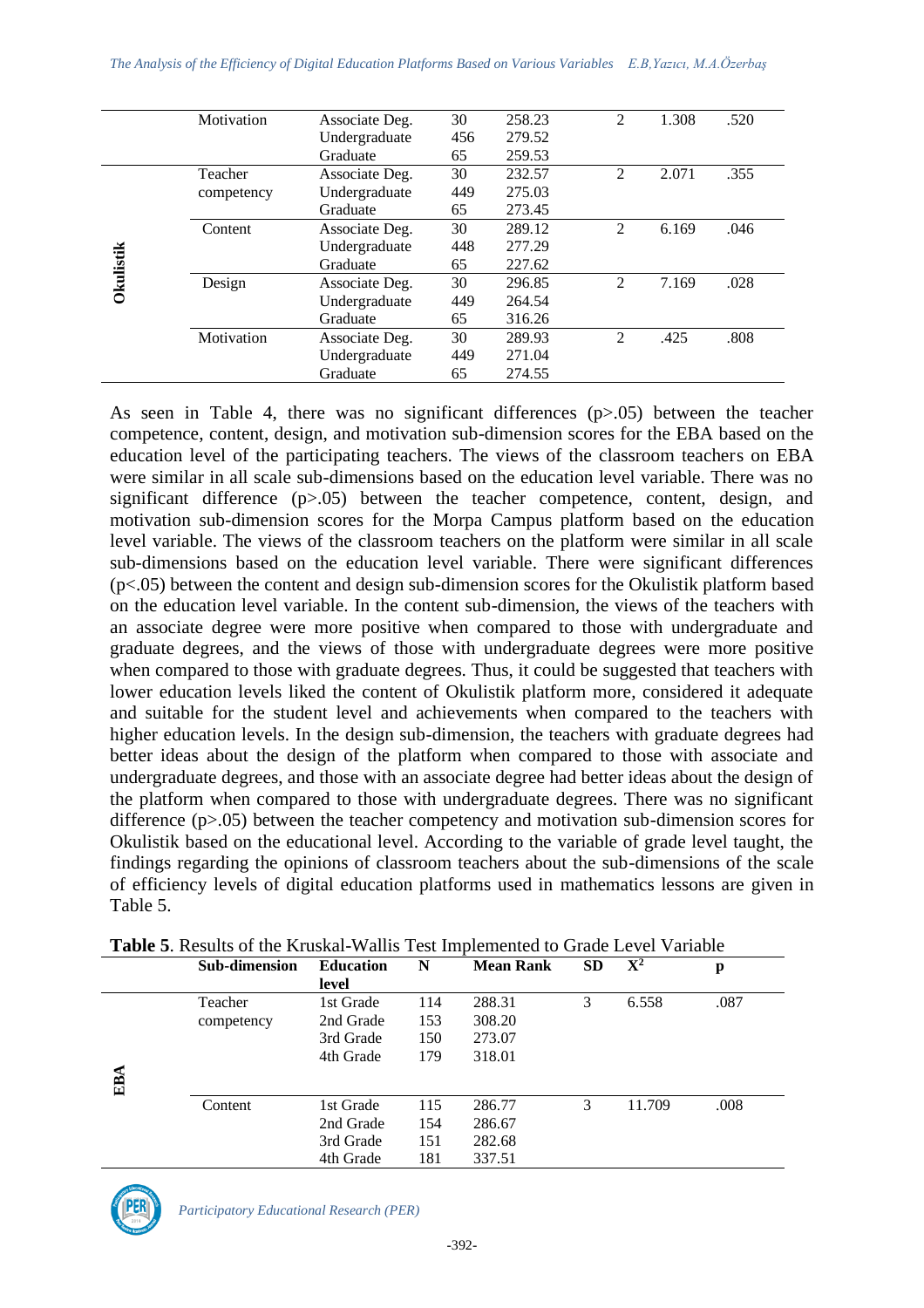| | Sub-dimension | Education level | N | Mean Rank | SD | $X^2$ | p |
|---|---|---|---|---|---|---|---|
| | Motivation | Associate Deg. | 30 | 258.23 | 2 | 1.308 | .520 |
| | | Undergraduate | 456 | 279.52 | | | |
| | | Graduate | 65 | 259.53 | | | |
| Okulistik | Teacher competency | Associate Deg. | 30 | 232.57 | 2 | 2.071 | .355 |
| | | Undergraduate | 449 | 275.03 | | | |
| | | Graduate | 65 | 273.45 | | | |
| | Content | Associate Deg. | 30 | 289.12 | 2 | 6.169 | .046 |
| | | Undergraduate | 448 | 277.29 | | | |
| | | Graduate | 65 | 227.62 | | | |
| | Design | Associate Deg. | 30 | 296.85 | 2 | 7.169 | .028 |
| | | Undergraduate | 449 | 264.54 | | | |
| | | Graduate | 65 | 316.26 | | | |
| | Motivation | Associate Deg. | 30 | 289.93 | 2 | .425 | .808 |
| | | Undergraduate | 449 | 271.04 | | | |
| | | Graduate | 65 | 274.55 | | | |

As seen in Table 4, there was no significant differences (p>.05) between the teacher competence, content, design, and motivation sub-dimension scores for the EBA based on the education level of the participating teachers. The views of the classroom teachers on EBA were similar in all scale sub-dimensions based on the education level variable. There was no significant difference (p>.05) between the teacher competence, content, design, and motivation sub-dimension scores for the Morpa Campus platform based on the education level variable. The views of the classroom teachers on the platform were similar in all scale sub-dimensions based on the education level variable. There were significant differences (p<.05) between the content and design sub-dimension scores for the Okulistik platform based on the education level variable. In the content sub-dimension, the views of the teachers with an associate degree were more positive when compared to those with undergraduate and graduate degrees, and the views of those with undergraduate degrees were more positive when compared to those with graduate degrees. Thus, it could be suggested that teachers with lower education levels liked the content of Okulistik platform more, considered it adequate and suitable for the student level and achievements when compared to the teachers with higher education levels. In the design sub-dimension, the teachers with graduate degrees had better ideas about the design of the platform when compared to those with associate and undergraduate degrees, and those with an associate degree had better ideas about the design of the platform when compared to those with undergraduate degrees. There was no significant difference (p>.05) between the teacher competency and motivation sub-dimension scores for Okulistik based on the educational level. According to the variable of grade level taught, the findings regarding the opinions of classroom teachers about the sub-dimensions of the scale of efficiency levels of digital education platforms used in mathematics lessons are given in Table 5.

**Table 5**. Results of the Kruskal-Wallis Test Implemented to Grade Level Variable

| | Sub-dimension | Education level | N | Mean Rank | SD | $X^2$ | p |
|---|---|---|---|---|---|---|---|
| EBA | Teacher competency | 1st Grade | 114 | 288.31 | 3 | 6.558 | .087 |
| | | 2nd Grade | 153 | 308.20 | | | |
| | | 3rd Grade | 150 | 273.07 | | | |
| | | 4th Grade | 179 | 318.01 | | | |
| | Content | 1st Grade | 115 | 286.77 | 3 | 11.709 | .008 |
| | | 2nd Grade | 154 | 286.67 | | | |
| | | 3rd Grade | 151 | 282.68 | | | |
| | | 4th Grade | 181 | 337.51 | | | |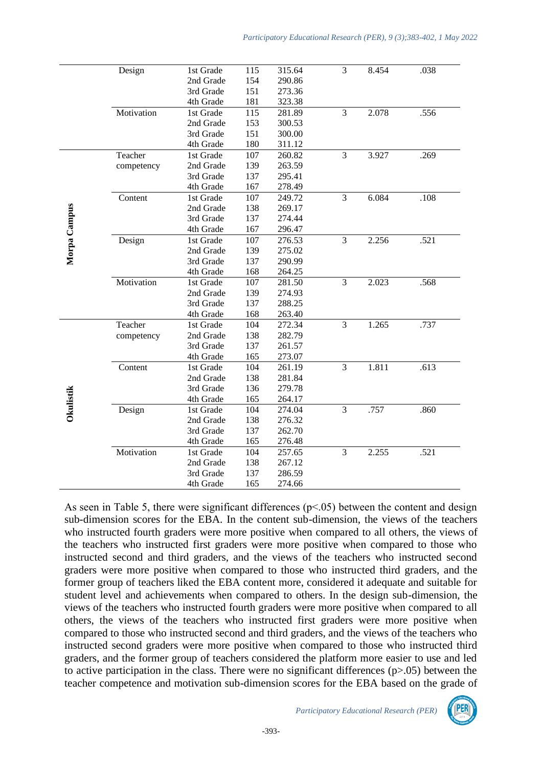| | | | | | | | |
|---|---|---|---|---|---|---|---|
| | Design | 1st Grade | 115 | 315.64 | 3 | 8.454 | .038 |
| | | 2nd Grade | 154 | 290.86 | | | |
| | | 3rd Grade | 151 | 273.36 | | | |
| | | 4th Grade | 181 | 323.38 | | | |
| | Motivation | 1st Grade | 115 | 281.89 | 3 | 2.078 | .556 |
| | | 2nd Grade | 153 | 300.53 | | | |
| | | 3rd Grade | 151 | 300.00 | | | |
| | | 4th Grade | 180 | 311.12 | | | |
| Morpa Campus | Teacher competency | 1st Grade | 107 | 260.82 | 3 | 3.927 | .269 |
| | | 2nd Grade | 139 | 263.59 | | | |
| | | 3rd Grade | 137 | 295.41 | | | |
| | | 4th Grade | 167 | 278.49 | | | |
| | Content | 1st Grade | 107 | 249.72 | 3 | 6.084 | .108 |
| | | 2nd Grade | 138 | 269.17 | | | |
| | | 3rd Grade | 137 | 274.44 | | | |
| | | 4th Grade | 167 | 296.47 | | | |
| | Design | 1st Grade | 107 | 276.53 | 3 | 2.256 | .521 |
| | | 2nd Grade | 139 | 275.02 | | | |
| | | 3rd Grade | 137 | 290.99 | | | |
| | | 4th Grade | 168 | 264.25 | | | |
| | Motivation | 1st Grade | 107 | 281.50 | 3 | 2.023 | .568 |
| | | 2nd Grade | 139 | 274.93 | | | |
| | | 3rd Grade | 137 | 288.25 | | | |
| | | 4th Grade | 168 | 263.40 | | | |
| Okulistik | Teacher competency | 1st Grade | 104 | 272.34 | 3 | 1.265 | .737 |
| | | 2nd Grade | 138 | 282.79 | | | |
| | | 3rd Grade | 137 | 261.57 | | | |
| | | 4th Grade | 165 | 273.07 | | | |
| | Content | 1st Grade | 104 | 261.19 | 3 | 1.811 | .613 |
| | | 2nd Grade | 138 | 281.84 | | | |
| | | 3rd Grade | 136 | 279.78 | | | |
| | | 4th Grade | 165 | 264.17 | | | |
| | Design | 1st Grade | 104 | 274.04 | 3 | .757 | .860 |
| | | 2nd Grade | 138 | 276.32 | | | |
| | | 3rd Grade | 137 | 262.70 | | | |
| | | 4th Grade | 165 | 276.48 | | | |
| | Motivation | 1st Grade | 104 | 257.65 | 3 | 2.255 | .521 |
| | | 2nd Grade | 138 | 267.12 | | | |
| | | 3rd Grade | 137 | 286.59 | | | |
| | | 4th Grade | 165 | 274.66 | | | |

As seen in Table 5, there were significant differences ($p<.05$) between the content and design sub-dimension scores for the EBA. In the content sub-dimension, the views of the teachers who instructed fourth graders were more positive when compared to all others, the views of the teachers who instructed first graders were more positive when compared to those who instructed second and third graders, and the views of the teachers who instructed second graders were more positive when compared to those who instructed third graders, and the former group of teachers liked the EBA content more, considered it adequate and suitable for student level and achievements when compared to others. In the design sub-dimension, the views of the teachers who instructed fourth graders were more positive when compared to all others, the views of the teachers who instructed first graders were more positive when compared to those who instructed second and third graders, and the views of the teachers who instructed second graders were more positive when compared to those who instructed third graders, and the former group of teachers considered the platform more easier to use and led to active participation in the class. There were no significant differences ($p>.05$) between the teacher competence and motivation sub-dimension scores for the EBA based on the grade of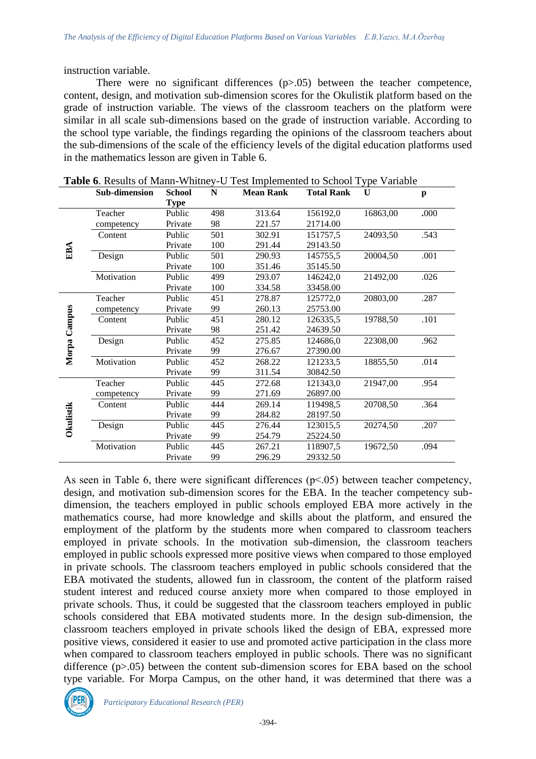instruction variable.

There were no significant differences (p>.05) between the teacher competence, content, design, and motivation sub-dimension scores for the Okulistik platform based on the grade of instruction variable. The views of the classroom teachers on the platform were similar in all scale sub-dimensions based on the grade of instruction variable. According to the school type variable, the findings regarding the opinions of the classroom teachers about the sub-dimensions of the scale of the efficiency levels of the digital education platforms used in the mathematics lesson are given in Table 6.

**Table 6**. Results of Mann-Whitney-U Test Implemented to School Type Variable

| | Sub-dimension | School Type | N | Mean Rank | Total Rank | U | p |
|---|---|---|---|---|---|---|---|
| EBA | Teacher competency | Public | 498 | 313.64 | 156192,0 | 16863,00 | .000 |
| | | Private | 98 | 221.57 | 21714.00 | | |
| | Content | Public | 501 | 302.91 | 151757,5 | 24093,50 | .543 |
| | | Private | 100 | 291.44 | 29143.50 | | |
| | Design | Public | 501 | 290.93 | 145755,5 | 20004,50 | .001 |
| | | Private | 100 | 351.46 | 35145.50 | | |
| | Motivation | Public | 499 | 293.07 | 146242,0 | 21492,00 | .026 |
| | | Private | 100 | 334.58 | 33458.00 | | |
| Morpa Campus | Teacher competency | Public | 451 | 278.87 | 125772,0 | 20803,00 | .287 |
| | | Private | 99 | 260.13 | 25753.00 | | |
| | Content | Public | 451 | 280.12 | 126335,5 | 19788,50 | .101 |
| | | Private | 98 | 251.42 | 24639.50 | | |
| | Design | Public | 452 | 275.85 | 124686,0 | 22308,00 | .962 |
| | | Private | 99 | 276.67 | 27390.00 | | |
| | Motivation | Public | 452 | 268.22 | 121233,5 | 18855,50 | .014 |
| | | Private | 99 | 311.54 | 30842.50 | | |
| Okulistik | Teacher competency | Public | 445 | 272.68 | 121343,0 | 21947,00 | .954 |
| | | Private | 99 | 271.69 | 26897.00 | | |
| | Content | Public | 444 | 269.14 | 119498,5 | 20708,50 | .364 |
| | | Private | 99 | 284.82 | 28197.50 | | |
| | Design | Public | 445 | 276.44 | 123015,5 | 20274,50 | .207 |
| | | Private | 99 | 254.79 | 25224.50 | | |
| | Motivation | Public | 445 | 267.21 | 118907,5 | 19672,50 | .094 |
| | | Private | 99 | 296.29 | 29332.50 | | |

As seen in Table 6, there were significant differences (p<.05) between teacher competency, design, and motivation sub-dimension scores for the EBA. In the teacher competency sub-dimension, the teachers employed in public schools employed EBA more actively in the mathematics course, had more knowledge and skills about the platform, and ensured the employment of the platform by the students more when compared to classroom teachers employed in private schools. In the motivation sub-dimension, the classroom teachers employed in public schools expressed more positive views when compared to those employed in private schools. The classroom teachers employed in public schools considered that the EBA motivated the students, allowed fun in classroom, the content of the platform raised student interest and reduced course anxiety more when compared to those employed in private schools. Thus, it could be suggested that the classroom teachers employed in public schools considered that EBA motivated students more. In the design sub-dimension, the classroom teachers employed in private schools liked the design of EBA, expressed more positive views, considered it easier to use and promoted active participation in the class more when compared to classroom teachers employed in public schools. There was no significant difference (p>.05) between the content sub-dimension scores for EBA based on the school type variable. For Morpa Campus, on the other hand, it was determined that there was a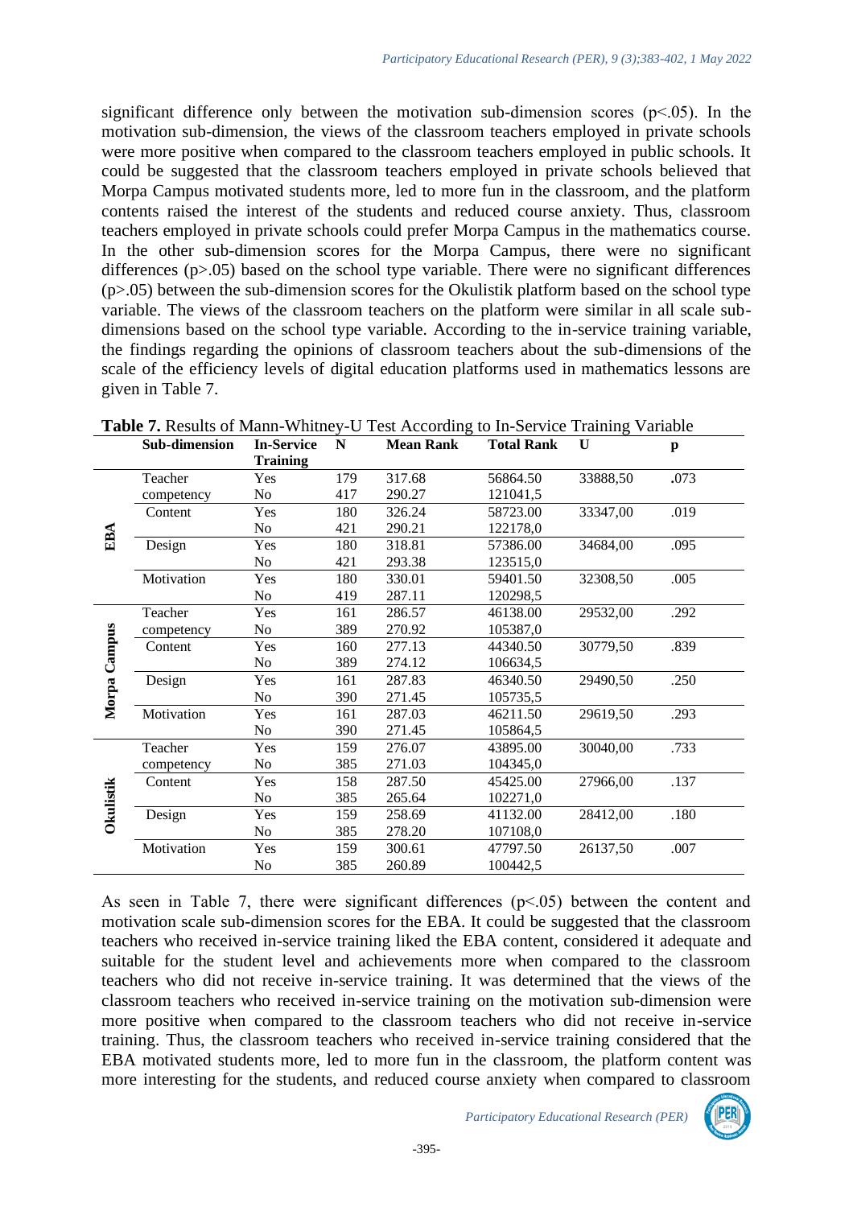significant difference only between the motivation sub-dimension scores (p<.05). In the motivation sub-dimension, the views of the classroom teachers employed in private schools were more positive when compared to the classroom teachers employed in public schools. It could be suggested that the classroom teachers employed in private schools believed that Morpa Campus motivated students more, led to more fun in the classroom, and the platform contents raised the interest of the students and reduced course anxiety. Thus, classroom teachers employed in private schools could prefer Morpa Campus in the mathematics course. In the other sub-dimension scores for the Morpa Campus, there were no significant differences (p>.05) based on the school type variable. There were no significant differences (p>.05) between the sub-dimension scores for the Okulistik platform based on the school type variable. The views of the classroom teachers on the platform were similar in all scale sub-dimensions based on the school type variable. According to the in-service training variable, the findings regarding the opinions of classroom teachers about the sub-dimensions of the scale of the efficiency levels of digital education platforms used in mathematics lessons are given in Table 7.

**Table 7.** Results of Mann-Whitney-U Test According to In-Service Training Variable

| | Sub-dimension | In-Service Training | N | Mean Rank | Total Rank | U | p |
|---|---|---|---|---|---|---|---|
| EBA | Teacher competency | Yes | 179 | 317.68 | 56864.50 | 33888,50 | .073 |
| | | No | 417 | 290.27 | 121041,5 | | |
| | Content | Yes | 180 | 326.24 | 58723.00 | 33347,00 | .019 |
| | | No | 421 | 290.21 | 122178,0 | | |
| | Design | Yes | 180 | 318.81 | 57386.00 | 34684,00 | .095 |
| | | No | 421 | 293.38 | 123515,0 | | |
| | Motivation | Yes | 180 | 330.01 | 59401.50 | 32308,50 | .005 |
| | | No | 419 | 287.11 | 120298,5 | | |
| Morpa Campus | Teacher competency | Yes | 161 | 286.57 | 46138.00 | 29532,00 | .292 |
| | | No | 389 | 270.92 | 105387,0 | | |
| | Content | Yes | 160 | 277.13 | 44340.50 | 30779,50 | .839 |
| | | No | 389 | 274.12 | 106634,5 | | |
| | Design | Yes | 161 | 287.83 | 46340.50 | 29490,50 | .250 |
| | | No | 390 | 271.45 | 105735,5 | | |
| | Motivation | Yes | 161 | 287.03 | 46211.50 | 29619,50 | .293 |
| | | No | 390 | 271.45 | 105864,5 | | |
| Okulistik | Teacher competency | Yes | 159 | 276.07 | 43895.00 | 30040,00 | .733 |
| | | No | 385 | 271.03 | 104345,0 | | |
| | Content | Yes | 158 | 287.50 | 45425.00 | 27966,00 | .137 |
| | | No | 385 | 265.64 | 102271,0 | | |
| | Design | Yes | 159 | 258.69 | 41132.00 | 28412,00 | .180 |
| | | No | 385 | 278.20 | 107108,0 | | |
| | Motivation | Yes | 159 | 300.61 | 47797.50 | 26137,50 | .007 |
| | | No | 385 | 260.89 | 100442,5 | | |

As seen in Table 7, there were significant differences (p<.05) between the content and motivation scale sub-dimension scores for the EBA. It could be suggested that the classroom teachers who received in-service training liked the EBA content, considered it adequate and suitable for the student level and achievements more when compared to the classroom teachers who did not receive in-service training. It was determined that the views of the classroom teachers who received in-service training on the motivation sub-dimension were more positive when compared to the classroom teachers who did not receive in-service training. Thus, the classroom teachers who received in-service training considered that the EBA motivated students more, led to more fun in the classroom, the platform content was more interesting for the students, and reduced course anxiety when compared to classroom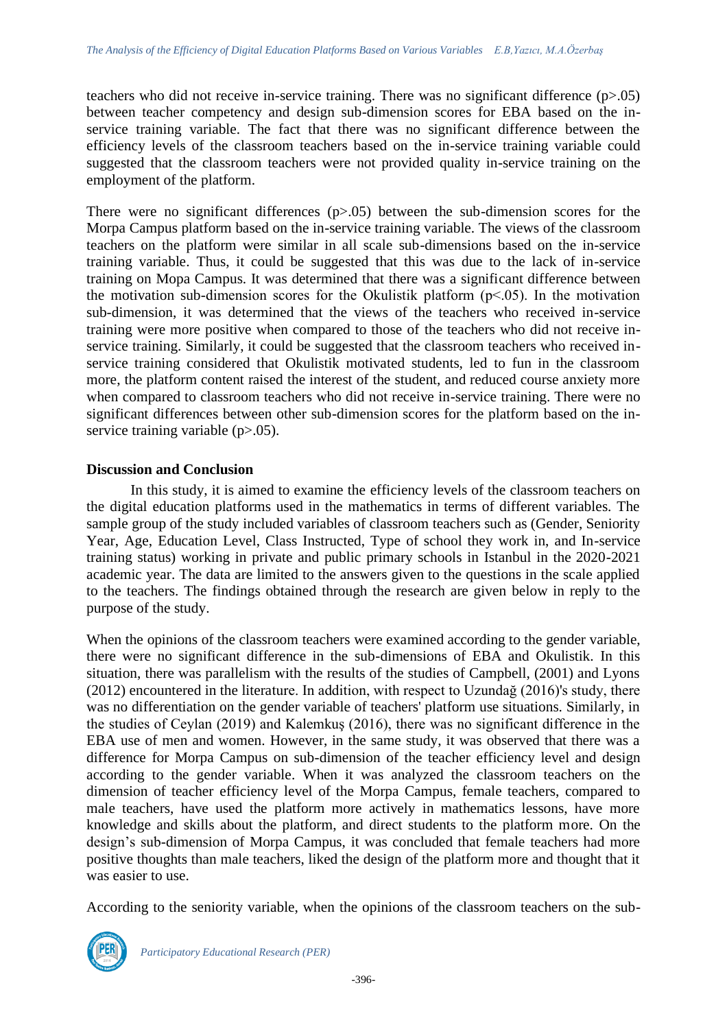teachers who did not receive in-service training. There was no significant difference (p>.05) between teacher competency and design sub-dimension scores for EBA based on the in-service training variable. The fact that there was no significant difference between the efficiency levels of the classroom teachers based on the in-service training variable could suggested that the classroom teachers were not provided quality in-service training on the employment of the platform.

There were no significant differences (p>.05) between the sub-dimension scores for the Morpa Campus platform based on the in-service training variable. The views of the classroom teachers on the platform were similar in all scale sub-dimensions based on the in-service training variable. Thus, it could be suggested that this was due to the lack of in-service training on Mopa Campus. It was determined that there was a significant difference between the motivation sub-dimension scores for the Okulistik platform (p<.05). In the motivation sub-dimension, it was determined that the views of the teachers who received in-service training were more positive when compared to those of the teachers who did not receive in-service training. Similarly, it could be suggested that the classroom teachers who received in-service training considered that Okulistik motivated students, led to fun in the classroom more, the platform content raised the interest of the student, and reduced course anxiety more when compared to classroom teachers who did not receive in-service training. There were no significant differences between other sub-dimension scores for the platform based on the in-service training variable (p>.05).

## Discussion and Conclusion

In this study, it is aimed to examine the efficiency levels of the classroom teachers on the digital education platforms used in the mathematics in terms of different variables. The sample group of the study included variables of classroom teachers such as (Gender, Seniority Year, Age, Education Level, Class Instructed, Type of school they work in, and In-service training status) working in private and public primary schools in Istanbul in the 2020-2021 academic year. The data are limited to the answers given to the questions in the scale applied to the teachers. The findings obtained through the research are given below in reply to the purpose of the study.

When the opinions of the classroom teachers were examined according to the gender variable, there were no significant difference in the sub-dimensions of EBA and Okulistik. In this situation, there was parallelism with the results of the studies of Campbell, (2001) and Lyons (2012) encountered in the literature. In addition, with respect to Uzundağ (2016)'s study, there was no differentiation on the gender variable of teachers' platform use situations. Similarly, in the studies of Ceylan (2019) and Kalemkuş (2016), there was no significant difference in the EBA use of men and women. However, in the same study, it was observed that there was a difference for Morpa Campus on sub-dimension of the teacher efficiency level and design according to the gender variable. When it was analyzed the classroom teachers on the dimension of teacher efficiency level of the Morpa Campus, female teachers, compared to male teachers, have used the platform more actively in mathematics lessons, have more knowledge and skills about the platform, and direct students to the platform more. On the design's sub-dimension of Morpa Campus, it was concluded that female teachers had more positive thoughts than male teachers, liked the design of the platform more and thought that it was easier to use.

According to the seniority variable, when the opinions of the classroom teachers on the sub-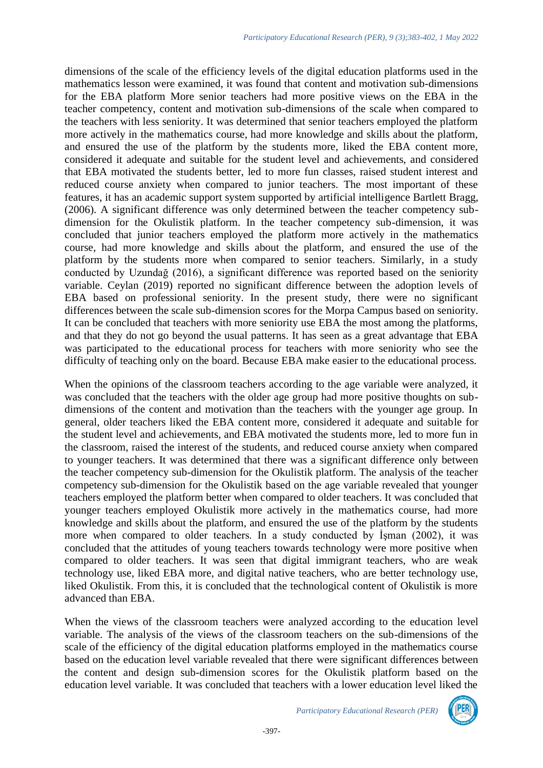dimensions of the scale of the efficiency levels of the digital education platforms used in the mathematics lesson were examined, it was found that content and motivation sub-dimensions for the EBA platform More senior teachers had more positive views on the EBA in the teacher competency, content and motivation sub-dimensions of the scale when compared to the teachers with less seniority. It was determined that senior teachers employed the platform more actively in the mathematics course, had more knowledge and skills about the platform, and ensured the use of the platform by the students more, liked the EBA content more, considered it adequate and suitable for the student level and achievements, and considered that EBA motivated the students better, led to more fun classes, raised student interest and reduced course anxiety when compared to junior teachers. The most important of these features, it has an academic support system supported by artificial intelligence Bartlett Bragg, (2006). A significant difference was only determined between the teacher competency sub-dimension for the Okulistik platform. In the teacher competency sub-dimension, it was concluded that junior teachers employed the platform more actively in the mathematics course, had more knowledge and skills about the platform, and ensured the use of the platform by the students more when compared to senior teachers. Similarly, in a study conducted by Uzundağ (2016), a significant difference was reported based on the seniority variable. Ceylan (2019) reported no significant difference between the adoption levels of EBA based on professional seniority. In the present study, there were no significant differences between the scale sub-dimension scores for the Morpa Campus based on seniority. It can be concluded that teachers with more seniority use EBA the most among the platforms, and that they do not go beyond the usual patterns. It has seen as a great advantage that EBA was participated to the educational process for teachers with more seniority who see the difficulty of teaching only on the board. Because EBA make easier to the educational process.

When the opinions of the classroom teachers according to the age variable were analyzed, it was concluded that the teachers with the older age group had more positive thoughts on sub-dimensions of the content and motivation than the teachers with the younger age group. In general, older teachers liked the EBA content more, considered it adequate and suitable for the student level and achievements, and EBA motivated the students more, led to more fun in the classroom, raised the interest of the students, and reduced course anxiety when compared to younger teachers. It was determined that there was a significant difference only between the teacher competency sub-dimension for the Okulistik platform. The analysis of the teacher competency sub-dimension for the Okulistik based on the age variable revealed that younger teachers employed the platform better when compared to older teachers. It was concluded that younger teachers employed Okulistik more actively in the mathematics course, had more knowledge and skills about the platform, and ensured the use of the platform by the students more when compared to older teachers. In a study conducted by İşman (2002), it was concluded that the attitudes of young teachers towards technology were more positive when compared to older teachers. It was seen that digital immigrant teachers, who are weak technology use, liked EBA more, and digital native teachers, who are better technology use, liked Okulistik. From this, it is concluded that the technological content of Okulistik is more advanced than EBA.

When the views of the classroom teachers were analyzed according to the education level variable. The analysis of the views of the classroom teachers on the sub-dimensions of the scale of the efficiency of the digital education platforms employed in the mathematics course based on the education level variable revealed that there were significant differences between the content and design sub-dimension scores for the Okulistik platform based on the education level variable. It was concluded that teachers with a lower education level liked the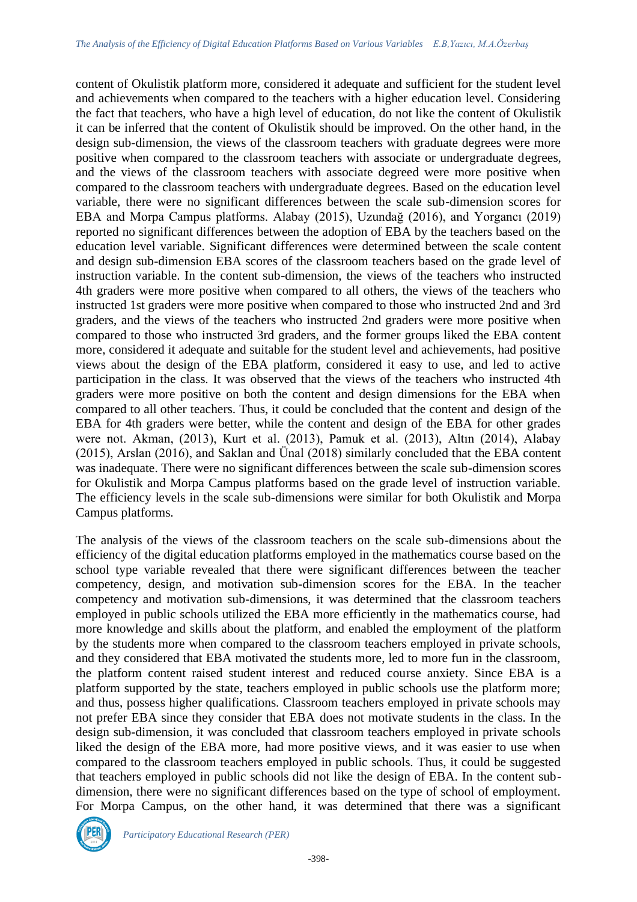content of Okulistik platform more, considered it adequate and sufficient for the student level and achievements when compared to the teachers with a higher education level. Considering the fact that teachers, who have a high level of education, do not like the content of Okulistik it can be inferred that the content of Okulistik should be improved. On the other hand, in the design sub-dimension, the views of the classroom teachers with graduate degrees were more positive when compared to the classroom teachers with associate or undergraduate degrees, and the views of the classroom teachers with associate degreed were more positive when compared to the classroom teachers with undergraduate degrees. Based on the education level variable, there were no significant differences between the scale sub-dimension scores for EBA and Morpa Campus platforms. Alabay (2015), Uzundağ (2016), and Yorgancı (2019) reported no significant differences between the adoption of EBA by the teachers based on the education level variable. Significant differences were determined between the scale content and design sub-dimension EBA scores of the classroom teachers based on the grade level of instruction variable. In the content sub-dimension, the views of the teachers who instructed 4th graders were more positive when compared to all others, the views of the teachers who instructed 1st graders were more positive when compared to those who instructed 2nd and 3rd graders, and the views of the teachers who instructed 2nd graders were more positive when compared to those who instructed 3rd graders, and the former groups liked the EBA content more, considered it adequate and suitable for the student level and achievements, had positive views about the design of the EBA platform, considered it easy to use, and led to active participation in the class. It was observed that the views of the teachers who instructed 4th graders were more positive on both the content and design dimensions for the EBA when compared to all other teachers. Thus, it could be concluded that the content and design of the EBA for 4th graders were better, while the content and design of the EBA for other grades were not. Akman, (2013), Kurt et al. (2013), Pamuk et al. (2013), Altın (2014), Alabay (2015), Arslan (2016), and Saklan and Ünal (2018) similarly concluded that the EBA content was inadequate. There were no significant differences between the scale sub-dimension scores for Okulistik and Morpa Campus platforms based on the grade level of instruction variable. The efficiency levels in the scale sub-dimensions were similar for both Okulistik and Morpa Campus platforms.

The analysis of the views of the classroom teachers on the scale sub-dimensions about the efficiency of the digital education platforms employed in the mathematics course based on the school type variable revealed that there were significant differences between the teacher competency, design, and motivation sub-dimension scores for the EBA. In the teacher competency and motivation sub-dimensions, it was determined that the classroom teachers employed in public schools utilized the EBA more efficiently in the mathematics course, had more knowledge and skills about the platform, and enabled the employment of the platform by the students more when compared to the classroom teachers employed in private schools, and they considered that EBA motivated the students more, led to more fun in the classroom, the platform content raised student interest and reduced course anxiety. Since EBA is a platform supported by the state, teachers employed in public schools use the platform more; and thus, possess higher qualifications. Classroom teachers employed in private schools may not prefer EBA since they consider that EBA does not motivate students in the class. In the design sub-dimension, it was concluded that classroom teachers employed in private schools liked the design of the EBA more, had more positive views, and it was easier to use when compared to the classroom teachers employed in public schools. Thus, it could be suggested that teachers employed in public schools did not like the design of EBA. In the content sub-dimension, there were no significant differences based on the type of school of employment. For Morpa Campus, on the other hand, it was determined that there was a significant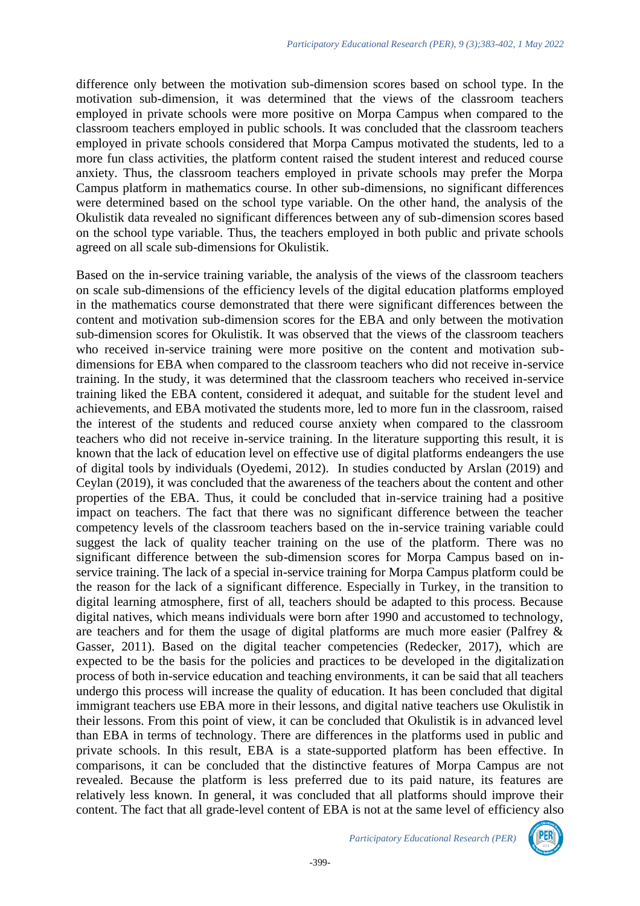difference only between the motivation sub-dimension scores based on school type. In the motivation sub-dimension, it was determined that the views of the classroom teachers employed in private schools were more positive on Morpa Campus when compared to the classroom teachers employed in public schools. It was concluded that the classroom teachers employed in private schools considered that Morpa Campus motivated the students, led to a more fun class activities, the platform content raised the student interest and reduced course anxiety. Thus, the classroom teachers employed in private schools may prefer the Morpa Campus platform in mathematics course. In other sub-dimensions, no significant differences were determined based on the school type variable. On the other hand, the analysis of the Okulistik data revealed no significant differences between any of sub-dimension scores based on the school type variable. Thus, the teachers employed in both public and private schools agreed on all scale sub-dimensions for Okulistik.

Based on the in-service training variable, the analysis of the views of the classroom teachers on scale sub-dimensions of the efficiency levels of the digital education platforms employed in the mathematics course demonstrated that there were significant differences between the content and motivation sub-dimension scores for the EBA and only between the motivation sub-dimension scores for Okulistik. It was observed that the views of the classroom teachers who received in-service training were more positive on the content and motivation sub-dimensions for EBA when compared to the classroom teachers who did not receive in-service training. In the study, it was determined that the classroom teachers who received in-service training liked the EBA content, considered it adequat, and suitable for the student level and achievements, and EBA motivated the students more, led to more fun in the classroom, raised the interest of the students and reduced course anxiety when compared to the classroom teachers who did not receive in-service training. In the literature supporting this result, it is known that the lack of education level on effective use of digital platforms endeangers the use of digital tools by individuals (Oyedemi, 2012). In studies conducted by Arslan (2019) and Ceylan (2019), it was concluded that the awareness of the teachers about the content and other properties of the EBA. Thus, it could be concluded that in-service training had a positive impact on teachers. The fact that there was no significant difference between the teacher competency levels of the classroom teachers based on the in-service training variable could suggest the lack of quality teacher training on the use of the platform. There was no significant difference between the sub-dimension scores for Morpa Campus based on in-service training. The lack of a special in-service training for Morpa Campus platform could be the reason for the lack of a significant difference. Especially in Turkey, in the transition to digital learning atmosphere, first of all, teachers should be adapted to this process. Because digital natives, which means individuals were born after 1990 and accustomed to technology, are teachers and for them the usage of digital platforms are much more easier (Palfrey & Gasser, 2011). Based on the digital teacher competencies (Redecker, 2017), which are expected to be the basis for the policies and practices to be developed in the digitalization process of both in-service education and teaching environments, it can be said that all teachers undergo this process will increase the quality of education. It has been concluded that digital immigrant teachers use EBA more in their lessons, and digital native teachers use Okulistik in their lessons. From this point of view, it can be concluded that Okulistik is in advanced level than EBA in terms of technology. There are differences in the platforms used in public and private schools. In this result, EBA is a state-supported platform has been effective. In comparisons, it can be concluded that the distinctive features of Morpa Campus are not revealed. Because the platform is less preferred due to its paid nature, its features are relatively less known. In general, it was concluded that all platforms should improve their content. The fact that all grade-level content of EBA is not at the same level of efficiency also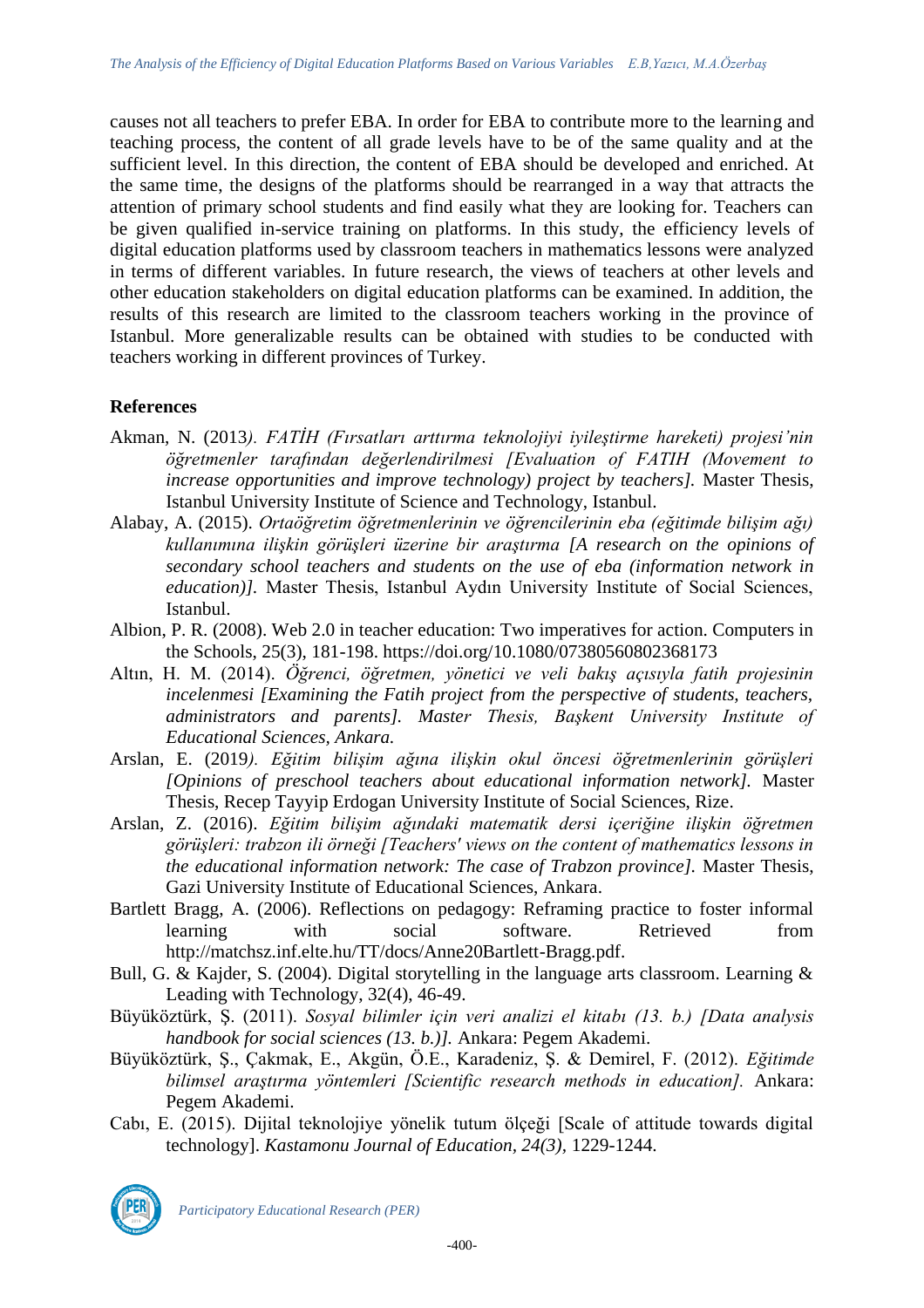causes not all teachers to prefer EBA. In order for EBA to contribute more to the learning and teaching process, the content of all grade levels have to be of the same quality and at the sufficient level. In this direction, the content of EBA should be developed and enriched. At the same time, the designs of the platforms should be rearranged in a way that attracts the attention of primary school students and find easily what they are looking for. Teachers can be given qualified in-service training on platforms. In this study, the efficiency levels of digital education platforms used by classroom teachers in mathematics lessons were analyzed in terms of different variables. In future research, the views of teachers at other levels and other education stakeholders on digital education platforms can be examined. In addition, the results of this research are limited to the classroom teachers working in the province of Istanbul. More generalizable results can be obtained with studies to be conducted with teachers working in different provinces of Turkey.

## References

Akman, N. (2013). *FATİH (Fırsatları arttırma teknolojiyi iyileştirme hareketi) projesi'nin öğretmenler tarafından değerlendirilmesi [Evaluation of FATIH (Movement to increase opportunities and improve technology) project by teachers].* Master Thesis, Istanbul University Institute of Science and Technology, Istanbul.

Alabay, A. (2015). *Ortaöğretim öğretmenlerinin ve öğrencilerinin eba (eğitimde bilişim ağı) kullanımına ilişkin görüşleri üzerine bir araştırma [A research on the opinions of secondary school teachers and students on the use of eba (information network in education)].* Master Thesis, Istanbul Aydın University Institute of Social Sciences, Istanbul.

Albion, P. R. (2008). Web 2.0 in teacher education: Two imperatives for action. Computers in the Schools, 25(3), 181-198. https://doi.org/10.1080/07380560802368173

Altın, H. M. (2014). *Öğrenci, öğretmen, yönetici ve veli bakış açısıyla fatih projesinin incelenmesi [Examining the Fatih project from the perspective of students, teachers, administrators and parents]. Master Thesis, Başkent University Institute of Educational Sciences, Ankara.*

Arslan, E. (2019). *Eğitim bilişim ağına ilişkin okul öncesi öğretmenlerinin görüşleri [Opinions of preschool teachers about educational information network].* Master Thesis, Recep Tayyip Erdogan University Institute of Social Sciences, Rize.

Arslan, Z. (2016). *Eğitim bilişim ağındaki matematik dersi içeriğine ilişkin öğretmen görüşleri: trabzon ili örneği [Teachers' views on the content of mathematics lessons in the educational information network: The case of Trabzon province].* Master Thesis, Gazi University Institute of Educational Sciences, Ankara.

Bartlett Bragg, A. (2006). Reflections on pedagogy: Reframing practice to foster informal learning with social software. Retrieved from http://matchsz.inf.elte.hu/TT/docs/Anne20Bartlett-Bragg.pdf.

Bull, G. & Kajder, S. (2004). Digital storytelling in the language arts classroom. Learning & Leading with Technology, 32(4), 46-49.

Büyüköztürk, Ş. (2011). *Sosyal bilimler için veri analizi el kitabı (13. b.) [Data analysis handbook for social sciences (13. b.)].* Ankara: Pegem Akademi.

Büyüköztürk, Ş., Çakmak, E., Akgün, Ö.E., Karadeniz, Ş. & Demirel, F. (2012). *Eğitimde bilimsel araştırma yöntemleri [Scientific research methods in education].* Ankara: Pegem Akademi.

Cabı, E. (2015). Dijital teknolojiye yönelik tutum ölçeği [Scale of attitude towards digital technology]. *Kastamonu Journal of Education, 24(3),* 1229-1244.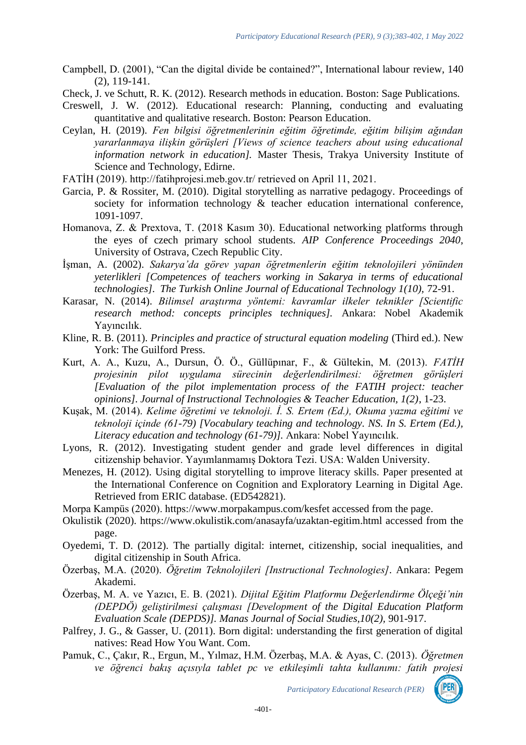Campbell, D. (2001), “Can the digital divide be contained?”, International labour review, 140 (2), 119-141.

Check, J. ve Schutt, R. K. (2012). Research methods in education. Boston: Sage Publications.

Creswell, J. W. (2012). Educational research: Planning, conducting and evaluating quantitative and qualitative research. Boston: Pearson Education.

Ceylan, H. (2019). *Fen bilgisi öğretmenlerinin eğitim öğretimde, eğitim bilişim ağından yararlanmaya ilişkin görüşleri [Views of science teachers about using educational information network in education].* Master Thesis, Trakya University Institute of Science and Technology, Edirne.

FATİH (2019). http://fatihprojesi.meb.gov.tr/ retrieved on April 11, 2021.

Garcia, P. & Rossiter, M. (2010). Digital storytelling as narrative pedagogy. Proceedings of society for information technology & teacher education international conference, 1091-1097.

Homanova, Z. & Prextova, T. (2018 Kasım 30). Educational networking platforms through the eyes of czech primary school students. *AIP Conference Proceedings 2040*, University of Ostrava, Czech Republic City.

İşman, A. (2002). *Sakarya'da görev yapan öğretmenlerin eğitim teknolojileri yönünden yeterlikleri [Competences of teachers working in Sakarya in terms of educational technologies]. The Turkish Online Journal of Educational Technology 1(10),* 72-91.

Karasar, N. (2014). *Bilimsel araştırma yöntemi: kavramlar ilkeler teknikler [Scientific research method: concepts principles techniques].* Ankara: Nobel Akademik Yayıncılık.

Kline, R. B. (2011). *Principles and practice of structural equation modeling* (Third ed.). New York: The Guilford Press.

Kurt, A. A., Kuzu, A., Dursun, Ö. Ö., Güllüpınar, F., & Gültekin, M. (2013). *FATİH projesinin pilot uygulama sürecinin değerlendirilmesi: öğretmen görüşleri [Evaluation of the pilot implementation process of the FATIH project: teacher opinions]. Journal of Instructional Technologies & Teacher Education, 1(2)*, 1-23.

Kuşak, M. (2014). *Kelime öğretimi ve teknoloji. İ. S. Ertem (Ed.), Okuma yazma eğitimi ve teknoloji içinde (61-79) [Vocabulary teaching and technology. NS. In S. Ertem (Ed.), Literacy education and technology (61-79)].* Ankara: Nobel Yayıncılık.

Lyons, R. (2012). Investigating student gender and grade level differences in digital citizenship behavior. Yayımlanmamış Doktora Tezi. USA: Walden University.

Menezes, H. (2012). Using digital storytelling to improve literacy skills. Paper presented at the International Conference on Cognition and Exploratory Learning in Digital Age. Retrieved from ERIC database. (ED542821).

Morpa Kampüs (2020). https://www.morpakampus.com/kesfet accessed from the page.

Okulistik (2020). https://www.okulistik.com/anasayfa/uzaktan-egitim.html accessed from the page.

Oyedemi, T. D. (2012). The partially digital: internet, citizenship, social inequalities, and digital citizenship in South Africa.

Özerbaş, M.A. (2020). *Öğretim Teknolojileri [Instructional Technologies]*. Ankara: Pegem Akademi.

Özerbaş, M. A. ve Yazıcı, E. B. (2021). *Dijital Eğitim Platformu Değerlendirme Ölçeği'nin (DEPDÖ) geliştirilmesi çalışması [Development of the Digital Education Platform Evaluation Scale (DEPDS)]. Manas Journal of Social Studies,10(2),* 901-917.

Palfrey, J. G., & Gasser, U. (2011). Born digital: understanding the first generation of digital natives: Read How You Want. Com.

Pamuk, C., Çakır, R., Ergun, M., Yılmaz, H.M. Özerbaş, M.A. & Ayas, C. (2013). *Öğretmen ve öğrenci bakış açısıyla tablet pc ve etkileşimli tahta kullanımı: fatih projesi*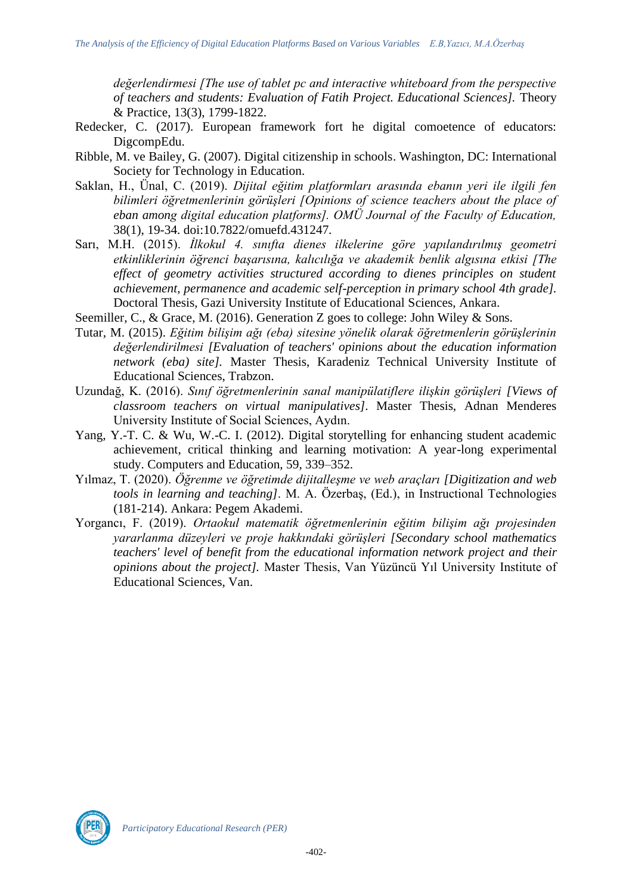*değerlendirmesi [The use of tablet pc and interactive whiteboard from the perspective of teachers and students: Evaluation of Fatih Project. Educational Sciences].* Theory & Practice, 13(3), 1799-1822.

Redecker, C. (2017). European framework fort he digital comoetence of educators: DigcompEdu.

Ribble, M. ve Bailey, G. (2007). Digital citizenship in schools. Washington, DC: International Society for Technology in Education.

Saklan, H., Ünal, C. (2019). *Dijital eğitim platformları arasında ebanın yeri ile ilgili fen bilimleri öğretmenlerinin görüşleri [Opinions of science teachers about the place of eban among digital education platforms]. OMÜ Journal of the Faculty of Education,* 38(1), 19-34. doi:10.7822/omuefd.431247.

Sarı, M.H. (2015). *İlkokul 4. sınıfta dienes ilkelerine göre yapılandırılmış geometri etkinliklerinin öğrenci başarısına, kalıcılığa ve akademik benlik algısına etkisi [The effect of geometry activities structured according to dienes principles on student achievement, permanence and academic self-perception in primary school 4th grade].* Doctoral Thesis, Gazi University Institute of Educational Sciences, Ankara.

Seemiller, C., & Grace, M. (2016). Generation Z goes to college: John Wiley & Sons.

Tutar, M. (2015). *Eğitim bilişim ağı (eba) sitesine yönelik olarak öğretmenlerin görüşlerinin değerlendirilmesi [Evaluation of teachers' opinions about the education information network (eba) site].* Master Thesis, Karadeniz Technical University Institute of Educational Sciences, Trabzon.

Uzundağ, K. (2016). *Sınıf öğretmenlerinin sanal manipülatiflere ilişkin görüşleri [Views of classroom teachers on virtual manipulatives]*. Master Thesis, Adnan Menderes University Institute of Social Sciences, Aydın.

Yang, Y.-T. C. & Wu, W.-C. I. (2012). Digital storytelling for enhancing student academic achievement, critical thinking and learning motivation: A year-long experimental study. Computers and Education, 59, 339–352.

Yılmaz, T. (2020). *Öğrenme ve öğretimde dijitalleşme ve web araçları [Digitization and web tools in learning and teaching]*. M. A. Özerbaş, (Ed.), in Instructional Technologies (181-214). Ankara: Pegem Akademi.

Yorgancı, F. (2019). *Ortaokul matematik öğretmenlerinin eğitim bilişim ağı projesinden yararlanma düzeyleri ve proje hakkındaki görüşleri [Secondary school mathematics teachers' level of benefit from the educational information network project and their opinions about the project].* Master Thesis, Van Yüzüncü Yıl University Institute of Educational Sciences, Van.